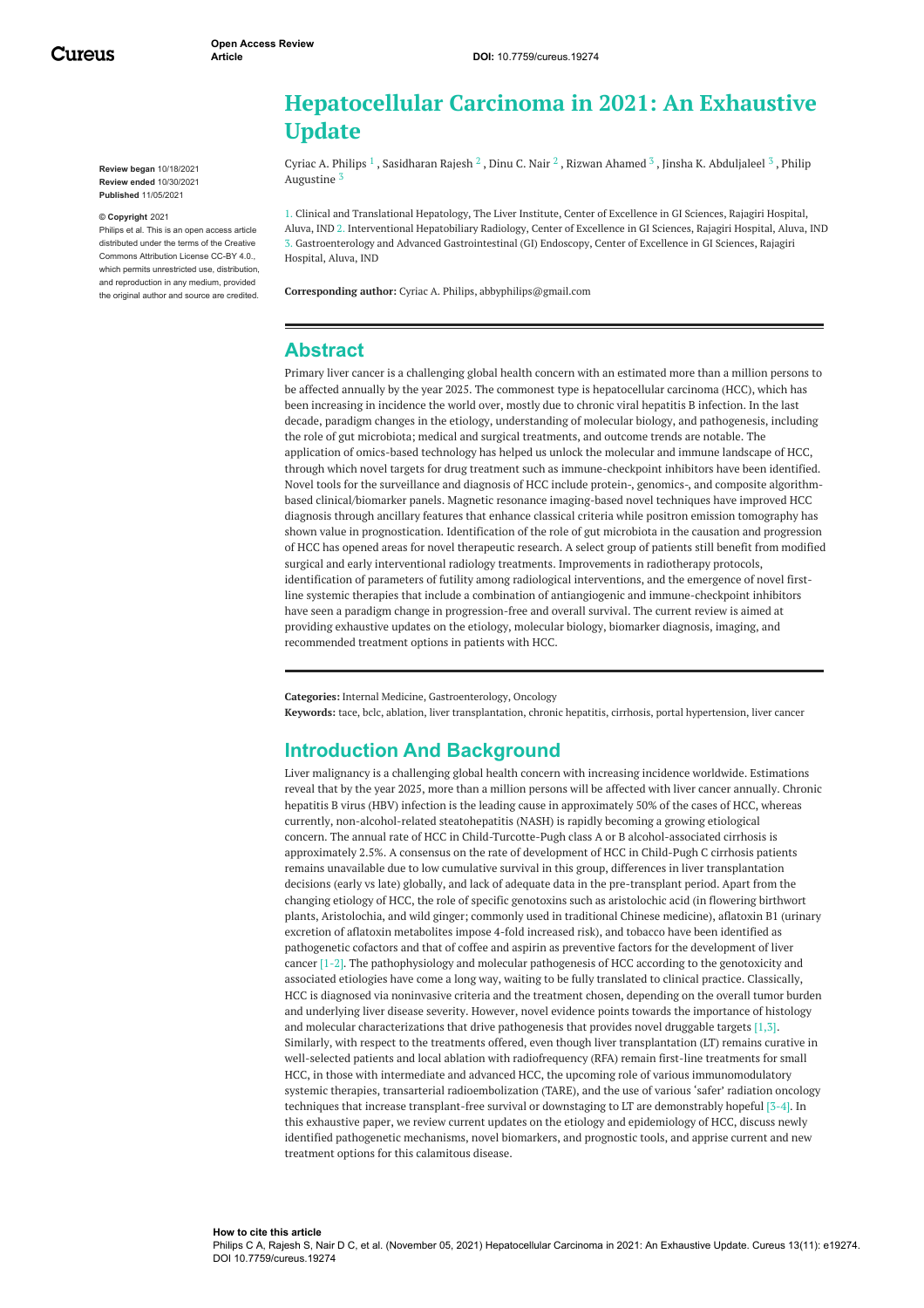Open Access Review Article

DOI: 10.7759/cureus.19274

Review began 10/18/2021
Review ended 10/30/2021
Published 11/05/2021

© Copyright 2021
Philips et al. This is an open access article distributed under the terms of the Creative Commons Attribution License CC-BY 4.0., which permits unrestricted use, distribution, and reproduction in any medium, provided the original author and source are credited.

# Hepatocellular Carcinoma in 2021: An Exhaustive Update

Cyriac A. Philips [1] , Sasidharan Rajesh [2] , Dinu C. Nair [2] , Rizwan Ahamed [3] , Jinsha K. Abduljaleel [3] , Philip Augustine [3]

1. Clinical and Translational Hepatology, The Liver Institute, Center of Excellence in GI Sciences, Rajagiri Hospital, Aluva, IND 2. Interventional Hepatobiliary Radiology, Center of Excellence in GI Sciences, Rajagiri Hospital, Aluva, IND 3. Gastroenterology and Advanced Gastrointestinal (GI) Endoscopy, Center of Excellence in GI Sciences, Rajagiri Hospital, Aluva, IND

**Corresponding author:** Cyriac A. Philips, abbyphilips@gmail.com

## Abstract

Primary liver cancer is a challenging global health concern with an estimated more than a million persons to be affected annually by the year 2025. The commonest type is hepatocellular carcinoma (HCC), which has been increasing in incidence the world over, mostly due to chronic viral hepatitis B infection. In the last decade, paradigm changes in the etiology, understanding of molecular biology, and pathogenesis, including the role of gut microbiota; medical and surgical treatments, and outcome trends are notable. The application of omics-based technology has helped us unlock the molecular and immune landscape of HCC, through which novel targets for drug treatment such as immune-checkpoint inhibitors have been identified. Novel tools for the surveillance and diagnosis of HCC include protein-, genomics-, and composite algorithm-based clinical/biomarker panels. Magnetic resonance imaging-based novel techniques have improved HCC diagnosis through ancillary features that enhance classical criteria while positron emission tomography has shown value in prognostication. Identification of the role of gut microbiota in the causation and progression of HCC has opened areas for novel therapeutic research. A select group of patients still benefit from modified surgical and early interventional radiology treatments. Improvements in radiotherapy protocols, identification of parameters of futility among radiological interventions, and the emergence of novel first-line systemic therapies that include a combination of antiangiogenic and immune-checkpoint inhibitors have seen a paradigm change in progression-free and overall survival. The current review is aimed at providing exhaustive updates on the etiology, molecular biology, biomarker diagnosis, imaging, and recommended treatment options in patients with HCC.

**Categories:** Internal Medicine, Gastroenterology, Oncology
**Keywords:** tace, bclc, ablation, liver transplantation, chronic hepatitis, cirrhosis, portal hypertension, liver cancer

## Introduction And Background

Liver malignancy is a challenging global health concern with increasing incidence worldwide. Estimations reveal that by the year 2025, more than a million persons will be affected with liver cancer annually. Chronic hepatitis B virus (HBV) infection is the leading cause in approximately 50% of the cases of HCC, whereas currently, non-alcohol-related steatohepatitis (NASH) is rapidly becoming a growing etiological concern. The annual rate of HCC in Child-Turcotte-Pugh class A or B alcohol-associated cirrhosis is approximately 2.5%. A consensus on the rate of development of HCC in Child-Pugh C cirrhosis patients remains unavailable due to low cumulative survival in this group, differences in liver transplantation decisions (early vs late) globally, and lack of adequate data in the pre-transplant period. Apart from the changing etiology of HCC, the role of specific genotoxins such as aristolochic acid (in flowering birthwort plants, Aristolochia, and wild ginger; commonly used in traditional Chinese medicine), aflatoxin B1 (urinary excretion of aflatoxin metabolites impose 4-fold increased risk), and tobacco have been identified as pathogenetic cofactors and that of coffee and aspirin as preventive factors for the development of liver cancer [1-2]. The pathophysiology and molecular pathogenesis of HCC according to the genotoxicity and associated etiologies have come a long way, waiting to be fully translated to clinical practice. Classically, HCC is diagnosed via noninvasive criteria and the treatment chosen, depending on the overall tumor burden and underlying liver disease severity. However, novel evidence points towards the importance of histology and molecular characterizations that drive pathogenesis that provides novel druggable targets [1,3]. Similarly, with respect to the treatments offered, even though liver transplantation (LT) remains curative in well-selected patients and local ablation with radiofrequency (RFA) remain first-line treatments for small HCC, in those with intermediate and advanced HCC, the upcoming role of various immunomodulatory systemic therapies, transarterial radioembolization (TARE), and the use of various 'safer' radiation oncology techniques that increase transplant-free survival or downstaging to LT are demonstrably hopeful [3-4]. In this exhaustive paper, we review current updates on the etiology and epidemiology of HCC, discuss newly identified pathogenetic mechanisms, novel biomarkers, and prognostic tools, and apprise current and new treatment options for this calamitous disease.

**How to cite this article**
Philips C A, Rajesh S, Nair D C, et al. (November 05, 2021) Hepatocellular Carcinoma in 2021: An Exhaustive Update. Cureus 13(11): e19274. DOI 10.7759/cureus.19274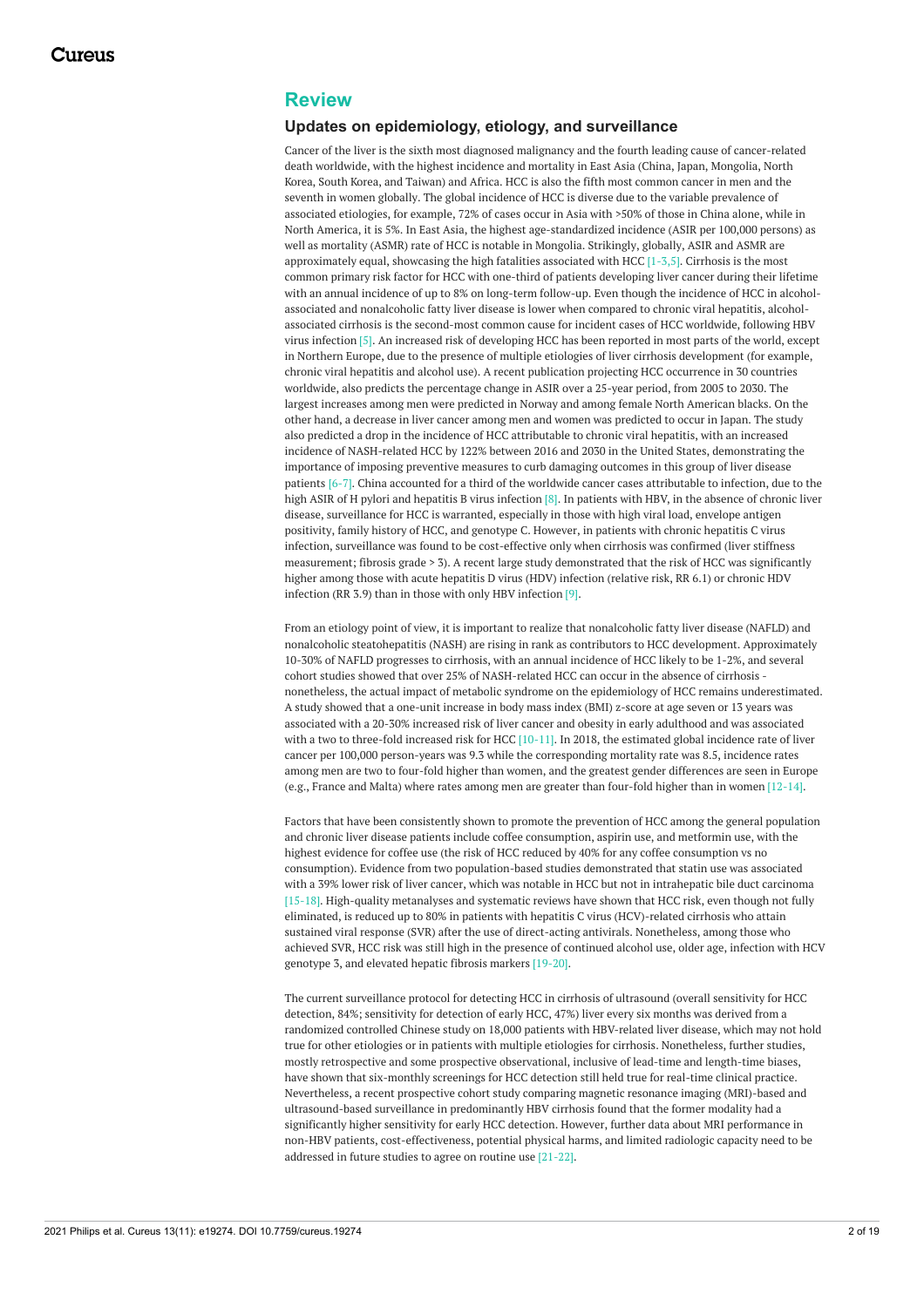## Review

### Updates on epidemiology, etiology, and surveillance

Cancer of the liver is the sixth most diagnosed malignancy and the fourth leading cause of cancer-related death worldwide, with the highest incidence and mortality in East Asia (China, Japan, Mongolia, North Korea, South Korea, and Taiwan) and Africa. HCC is also the fifth most common cancer in men and the seventh in women globally. The global incidence of HCC is diverse due to the variable prevalence of associated etiologies, for example, 72% of cases occur in Asia with >50% of those in China alone, while in North America, it is 5%. In East Asia, the highest age-standardized incidence (ASIR per 100,000 persons) as well as mortality (ASMR) rate of HCC is notable in Mongolia. Strikingly, globally, ASIR and ASMR are approximately equal, showcasing the high fatalities associated with HCC [1-3,5]. Cirrhosis is the most common primary risk factor for HCC with one-third of patients developing liver cancer during their lifetime with an annual incidence of up to 8% on long-term follow-up. Even though the incidence of HCC in alcohol-associated and nonalcoholic fatty liver disease is lower when compared to chronic viral hepatitis, alcohol-associated cirrhosis is the second-most common cause for incident cases of HCC worldwide, following HBV virus infection [5]. An increased risk of developing HCC has been reported in most parts of the world, except in Northern Europe, due to the presence of multiple etiologies of liver cirrhosis development (for example, chronic viral hepatitis and alcohol use). A recent publication projecting HCC occurrence in 30 countries worldwide, also predicts the percentage change in ASIR over a 25-year period, from 2005 to 2030. The largest increases among men were predicted in Norway and among female North American blacks. On the other hand, a decrease in liver cancer among men and women was predicted to occur in Japan. The study also predicted a drop in the incidence of HCC attributable to chronic viral hepatitis, with an increased incidence of NASH-related HCC by 122% between 2016 and 2030 in the United States, demonstrating the importance of imposing preventive measures to curb damaging outcomes in this group of liver disease patients [6-7]. China accounted for a third of the worldwide cancer cases attributable to infection, due to the high ASIR of H pylori and hepatitis B virus infection [8]. In patients with HBV, in the absence of chronic liver disease, surveillance for HCC is warranted, especially in those with high viral load, envelope antigen positivity, family history of HCC, and genotype C. However, in patients with chronic hepatitis C virus infection, surveillance was found to be cost-effective only when cirrhosis was confirmed (liver stiffness measurement; fibrosis grade > 3). A recent large study demonstrated that the risk of HCC was significantly higher among those with acute hepatitis D virus (HDV) infection (relative risk, RR 6.1) or chronic HDV infection (RR 3.9) than in those with only HBV infection [9].

From an etiology point of view, it is important to realize that nonalcoholic fatty liver disease (NAFLD) and nonalcoholic steatohepatitis (NASH) are rising in rank as contributors to HCC development. Approximately 10-30% of NAFLD progresses to cirrhosis, with an annual incidence of HCC likely to be 1-2%, and several cohort studies showed that over 25% of NASH-related HCC can occur in the absence of cirrhosis - nonetheless, the actual impact of metabolic syndrome on the epidemiology of HCC remains underestimated. A study showed that a one-unit increase in body mass index (BMI) z-score at age seven or 13 years was associated with a 20-30% increased risk of liver cancer and obesity in early adulthood and was associated with a two to three-fold increased risk for HCC [10-11]. In 2018, the estimated global incidence rate of liver cancer per 100,000 person-years was 9.3 while the corresponding mortality rate was 8.5, incidence rates among men are two to four-fold higher than women, and the greatest gender differences are seen in Europe (e.g., France and Malta) where rates among men are greater than four-fold higher than in women [12-14].

Factors that have been consistently shown to promote the prevention of HCC among the general population and chronic liver disease patients include coffee consumption, aspirin use, and metformin use, with the highest evidence for coffee use (the risk of HCC reduced by 40% for any coffee consumption vs no consumption). Evidence from two population-based studies demonstrated that statin use was associated with a 39% lower risk of liver cancer, which was notable in HCC but not in intrahepatic bile duct carcinoma [15-18]. High-quality metanalyses and systematic reviews have shown that HCC risk, even though not fully eliminated, is reduced up to 80% in patients with hepatitis C virus (HCV)-related cirrhosis who attain sustained viral response (SVR) after the use of direct-acting antivirals. Nonetheless, among those who achieved SVR, HCC risk was still high in the presence of continued alcohol use, older age, infection with HCV genotype 3, and elevated hepatic fibrosis markers [19-20].

The current surveillance protocol for detecting HCC in cirrhosis of ultrasound (overall sensitivity for HCC detection, 84%; sensitivity for detection of early HCC, 47%) liver every six months was derived from a randomized controlled Chinese study on 18,000 patients with HBV-related liver disease, which may not hold true for other etiologies or in patients with multiple etiologies for cirrhosis. Nonetheless, further studies, mostly retrospective and some prospective observational, inclusive of lead-time and length-time biases, have shown that six-monthly screenings for HCC detection still held true for real-time clinical practice. Nevertheless, a recent prospective cohort study comparing magnetic resonance imaging (MRI)-based and ultrasound-based surveillance in predominantly HBV cirrhosis found that the former modality had a significantly higher sensitivity for early HCC detection. However, further data about MRI performance in non-HBV patients, cost-effectiveness, potential physical harms, and limited radiologic capacity need to be addressed in future studies to agree on routine use [21-22].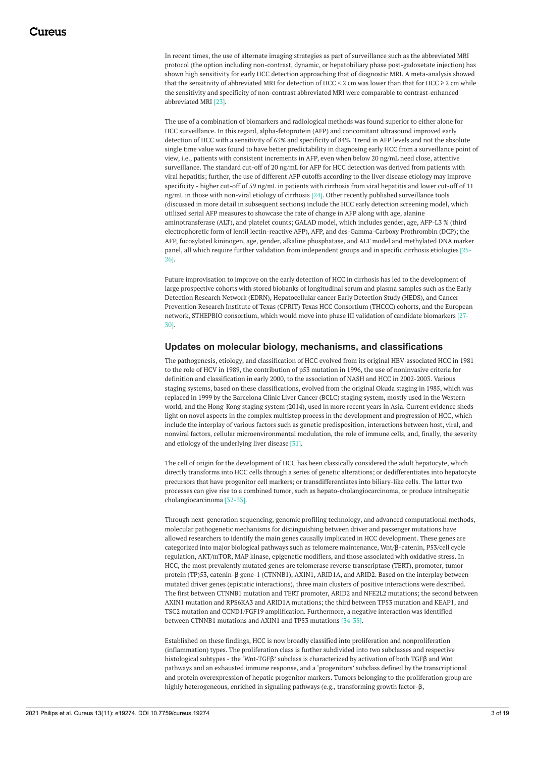In recent times, the use of alternate imaging strategies as part of surveillance such as the abbreviated MRI protocol (the option including non-contrast, dynamic, or hepatobiliary phase post-gadoxetate injection) has shown high sensitivity for early HCC detection approaching that of diagnostic MRI. A meta-analysis showed that the sensitivity of abbreviated MRI for detection of HCC < 2 cm was lower than that for HCC ≥ 2 cm while the sensitivity and specificity of non-contrast abbreviated MRI were comparable to contrast-enhanced abbreviated MRI [23].

The use of a combination of biomarkers and radiological methods was found superior to either alone for HCC surveillance. In this regard, alpha-fetoprotein (AFP) and concomitant ultrasound improved early detection of HCC with a sensitivity of 63% and specificity of 84%. Trend in AFP levels and not the absolute single time value was found to have better predictability in diagnosing early HCC from a surveillance point of view, i.e., patients with consistent increments in AFP, even when below 20 ng/mL need close, attentive surveillance. The standard cut-off of 20 ng/mL for AFP for HCC detection was derived from patients with viral hepatitis; further, the use of different AFP cutoffs according to the liver disease etiology may improve specificity - higher cut-off of 59 ng/mL in patients with cirrhosis from viral hepatitis and lower cut-off of 11 ng/mL in those with non-viral etiology of cirrhosis [24]. Other recently published surveillance tools (discussed in more detail in subsequent sections) include the HCC early detection screening model, which utilized serial AFP measures to showcase the rate of change in AFP along with age, alanine aminotransferase (ALT), and platelet counts; GALAD model, which includes gender, age, AFP-L3 % (third electrophoretic form of lentil lectin-reactive AFP), AFP, and des-Gamma-Carboxy Prothrombin (DCP); the AFP, fucosylated kininogen, age, gender, alkaline phosphatase, and ALT model and methylated DNA marker panel, all which require further validation from independent groups and in specific cirrhosis etiologies [25-26].

Future improvisation to improve on the early detection of HCC in cirrhosis has led to the development of large prospective cohorts with stored biobanks of longitudinal serum and plasma samples such as the Early Detection Research Network (EDRN), Hepatocellular cancer Early Detection Study (HEDS), and Cancer Prevention Research Institute of Texas (CPRIT) Texas HCC Consortium (THCCC) cohorts, and the European network, STHEPBIO consortium, which would move into phase III validation of candidate biomarkers [27-30].

## Updates on molecular biology, mechanisms, and classifications

The pathogenesis, etiology, and classification of HCC evolved from its original HBV-associated HCC in 1981 to the role of HCV in 1989, the contribution of p53 mutation in 1996, the use of noninvasive criteria for definition and classification in early 2000, to the association of NASH and HCC in 2002-2003. Various staging systems, based on these classifications, evolved from the original Okuda staging in 1985, which was replaced in 1999 by the Barcelona Clinic Liver Cancer (BCLC) staging system, mostly used in the Western world, and the Hong-Kong staging system (2014), used in more recent years in Asia. Current evidence sheds light on novel aspects in the complex multistep process in the development and progression of HCC, which include the interplay of various factors such as genetic predisposition, interactions between host, viral, and nonviral factors, cellular microenvironmental modulation, the role of immune cells, and, finally, the severity and etiology of the underlying liver disease [31].

The cell of origin for the development of HCC has been classically considered the adult hepatocyte, which directly transforms into HCC cells through a series of genetic alterations; or dedifferentiates into hepatocyte precursors that have progenitor cell markers; or transdifferentiates into biliary-like cells. The latter two processes can give rise to a combined tumor, such as hepato-cholangiocarcinoma, or produce intrahepatic cholangiocarcinoma [32-33].

Through next-generation sequencing, genomic profiling technology, and advanced computational methods, molecular pathogenetic mechanisms for distinguishing between driver and passenger mutations have allowed researchers to identify the main genes causally implicated in HCC development. These genes are categorized into major biological pathways such as telomere maintenance, Wnt/β-catenin, P53/cell cycle regulation, AKT/mTOR, MAP kinase, epigenetic modifiers, and those associated with oxidative stress. In HCC, the most prevalently mutated genes are telomerase reverse transcriptase (TERT), promoter, tumor protein (TP)53, catenin-β gene-1 (CTNNB1), AXIN1, ARID1A, and ARID2. Based on the interplay between mutated driver genes (epistatic interactions), three main clusters of positive interactions were described. The first between CTNNB1 mutation and TERT promoter, ARID2 and NFE2L2 mutations; the second between AXIN1 mutation and RPS6KA3 and ARID1A mutations; the third between TP53 mutation and KEAP1, and TSC2 mutation and CCND1/FGF19 amplification. Furthermore, a negative interaction was identified between CTNNB1 mutations and AXIN1 and TP53 mutations [34-35].

Established on these findings, HCC is now broadly classified into proliferation and nonproliferation (inflammation) types. The proliferation class is further subdivided into two subclasses and respective histological subtypes - the 'Wnt-TGFβ' subclass is characterized by activation of both TGFβ and Wnt pathways and an exhausted immune response, and a 'progenitors' subclass defined by the transcriptional and protein overexpression of hepatic progenitor markers. Tumors belonging to the proliferation group are highly heterogeneous, enriched in signaling pathways (e.g., transforming growth factor-β,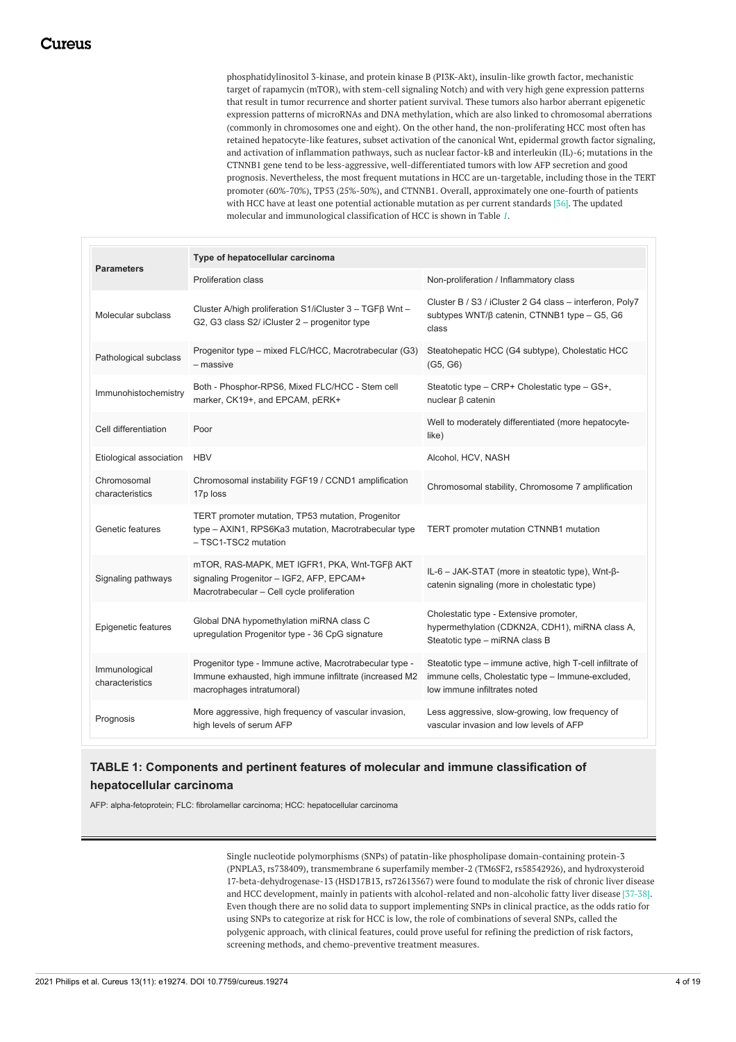phosphatidylinositol 3-kinase, and protein kinase B (PI3K-Akt), insulin-like growth factor, mechanistic target of rapamycin (mTOR), with stem-cell signaling Notch) and with very high gene expression patterns that result in tumor recurrence and shorter patient survival. These tumors also harbor aberrant epigenetic expression patterns of microRNAs and DNA methylation, which are also linked to chromosomal aberrations (commonly in chromosomes one and eight). On the other hand, the non-proliferating HCC most often has retained hepatocyte-like features, subset activation of the canonical Wnt, epidermal growth factor signaling, and activation of inflammation pathways, such as nuclear factor-kB and interleukin (IL)-6; mutations in the CTNNB1 gene tend to be less-aggressive, well-differentiated tumors with low AFP secretion and good prognosis. Nevertheless, the most frequent mutations in HCC are un-targetable, including those in the TERT promoter (60%-70%), TP53 (25%-50%), and CTNNB1. Overall, approximately one one-fourth of patients with HCC have at least one potential actionable mutation as per current standards [36]. The updated molecular and immunological classification of HCC is shown in Table 1.

| Parameters | Type of hepatocellular carcinoma | |
|---|---|---|
| | Proliferation class | Non-proliferation / Inflammatory class |
| Molecular subclass | Cluster A/high proliferation S1/iCluster 3 – TGFβ Wnt – G2, G3 class S2/ iCluster 2 – progenitor type | Cluster B / S3 / iCluster 2 G4 class – interferon, Poly7 subtypes WNT/β catenin, CTNNB1 type – G5, G6 class |
| Pathological subclass | Progenitor type – mixed FLC/HCC, Macrotrabecular (G3) – massive | Steatohepatic HCC (G4 subtype), Cholestatic HCC (G5, G6) |
| Immunohistochemistry | Both - Phosphor-RPS6, Mixed FLC/HCC - Stem cell marker, CK19+, and EPCAM, pERK+ | Steatotic type – CRP+ Cholestatic type – GS+, nuclear β catenin |
| Cell differentiation | Poor | Well to moderately differentiated (more hepatocyte-like) |
| Etiological association | HBV | Alcohol, HCV, NASH |
| Chromosomal characteristics | Chromosomal instability FGF19 / CCND1 amplification 17p loss | Chromosomal stability, Chromosome 7 amplification |
| Genetic features | TERT promoter mutation, TP53 mutation, Progenitor type – AXIN1, RPS6Ka3 mutation, Macrotrabecular type – TSC1-TSC2 mutation | TERT promoter mutation CTNNB1 mutation |
| Signaling pathways | mTOR, RAS-MAPK, MET IGFR1, PKA, Wnt-TGFβ AKT signaling Progenitor – IGF2, AFP, EPCAM+ Macrotrabecular – Cell cycle proliferation | IL-6 – JAK-STAT (more in steatotic type), Wnt-β-catenin signaling (more in cholestatic type) |
| Epigenetic features | Global DNA hypomethylation miRNA class C upregulation Progenitor type - 36 CpG signature | Cholestatic type - Extensive promoter, hypermethylation (CDKN2A, CDH1), miRNA class A, Steatotic type – miRNA class B |
| Immunological characteristics | Progenitor type - Immune active, Macrotrabecular type - Immune exhausted, high immune infiltrate (increased M2 macrophages intratumoral) | Steatotic type – immune active, high T-cell infiltrate of immune cells, Cholestatic type – Immune-excluded, low immune infiltrates noted |
| Prognosis | More aggressive, high frequency of vascular invasion, high levels of serum AFP | Less aggressive, slow-growing, low frequency of vascular invasion and low levels of AFP |

**TABLE 1: Components and pertinent features of molecular and immune classification of hepatocellular carcinoma**

AFP: alpha-fetoprotein; FLC: fibrolamellar carcinoma; HCC: hepatocellular carcinoma

Single nucleotide polymorphisms (SNPs) of patatin-like phospholipase domain-containing protein-3 (PNPLA3, rs738409), transmembrane 6 superfamily member-2 (TM6SF2, rs58542926), and hydroxysteroid 17-beta-dehydrogenase-13 (HSD17B13, rs72613567) were found to modulate the risk of chronic liver disease and HCC development, mainly in patients with alcohol-related and non-alcoholic fatty liver disease [37-38]. Even though there are no solid data to support implementing SNPs in clinical practice, as the odds ratio for using SNPs to categorize at risk for HCC is low, the role of combinations of several SNPs, called the polygenic approach, with clinical features, could prove useful for refining the prediction of risk factors, screening methods, and chemo-preventive treatment measures.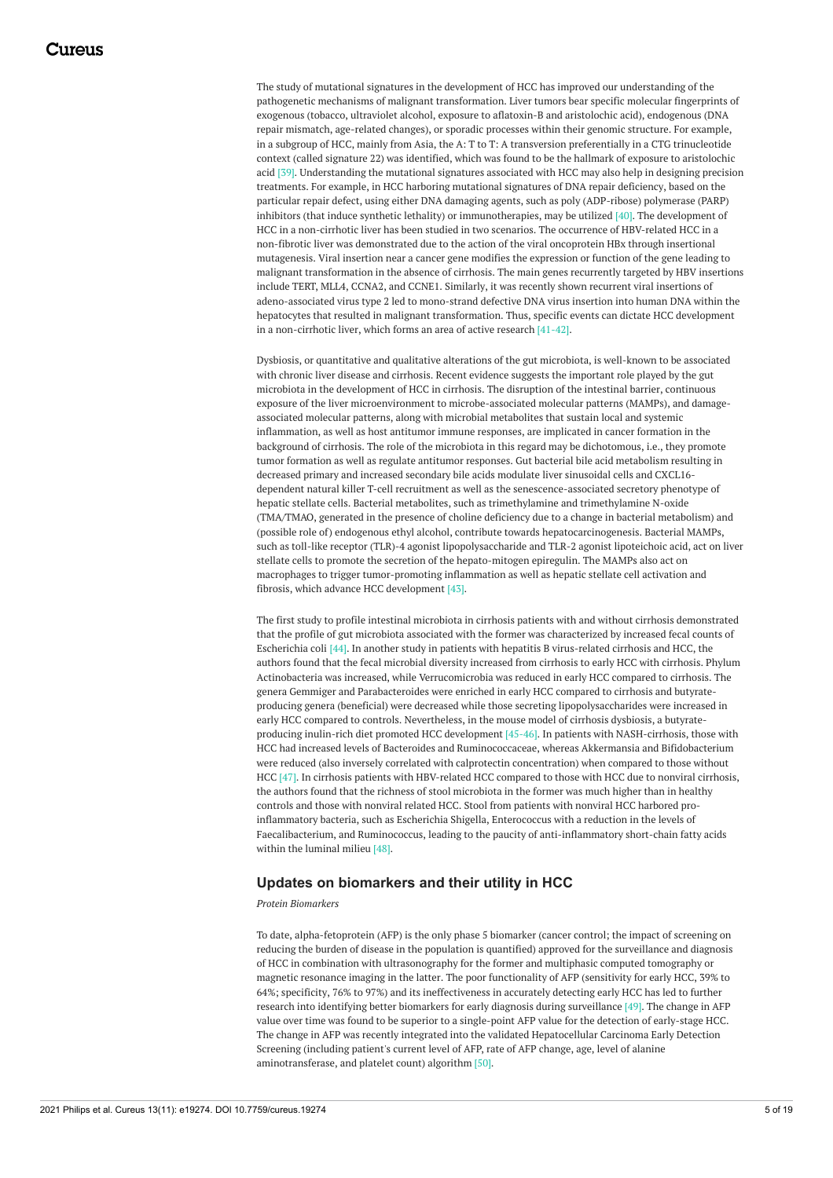The study of mutational signatures in the development of HCC has improved our understanding of the pathogenetic mechanisms of malignant transformation. Liver tumors bear specific molecular fingerprints of exogenous (tobacco, ultraviolet alcohol, exposure to aflatoxin-B and aristolochic acid), endogenous (DNA repair mismatch, age-related changes), or sporadic processes within their genomic structure. For example, in a subgroup of HCC, mainly from Asia, the A: T to T: A transversion preferentially in a CTG trinucleotide context (called signature 22) was identified, which was found to be the hallmark of exposure to aristolochic acid [39]. Understanding the mutational signatures associated with HCC may also help in designing precision treatments. For example, in HCC harboring mutational signatures of DNA repair deficiency, based on the particular repair defect, using either DNA damaging agents, such as poly (ADP-ribose) polymerase (PARP) inhibitors (that induce synthetic lethality) or immunotherapies, may be utilized [40]. The development of HCC in a non-cirrhotic liver has been studied in two scenarios. The occurrence of HBV-related HCC in a non-fibrotic liver was demonstrated due to the action of the viral oncoprotein HBx through insertional mutagenesis. Viral insertion near a cancer gene modifies the expression or function of the gene leading to malignant transformation in the absence of cirrhosis. The main genes recurrently targeted by HBV insertions include TERT, MLL4, CCNA2, and CCNE1. Similarly, it was recently shown recurrent viral insertions of adeno-associated virus type 2 led to mono-strand defective DNA virus insertion into human DNA within the hepatocytes that resulted in malignant transformation. Thus, specific events can dictate HCC development in a non-cirrhotic liver, which forms an area of active research [41-42].

Dysbiosis, or quantitative and qualitative alterations of the gut microbiota, is well-known to be associated with chronic liver disease and cirrhosis. Recent evidence suggests the important role played by the gut microbiota in the development of HCC in cirrhosis. The disruption of the intestinal barrier, continuous exposure of the liver microenvironment to microbe-associated molecular patterns (MAMPs), and damage-associated molecular patterns, along with microbial metabolites that sustain local and systemic inflammation, as well as host antitumor immune responses, are implicated in cancer formation in the background of cirrhosis. The role of the microbiota in this regard may be dichotomous, i.e., they promote tumor formation as well as regulate antitumor responses. Gut bacterial bile acid metabolism resulting in decreased primary and increased secondary bile acids modulate liver sinusoidal cells and CXCL16-dependent natural killer T-cell recruitment as well as the senescence-associated secretory phenotype of hepatic stellate cells. Bacterial metabolites, such as trimethylamine and trimethylamine N-oxide (TMA/TMAO, generated in the presence of choline deficiency due to a change in bacterial metabolism) and (possible role of) endogenous ethyl alcohol, contribute towards hepatocarcinogenesis. Bacterial MAMPs, such as toll-like receptor (TLR)-4 agonist lipopolysaccharide and TLR-2 agonist lipoteichoic acid, act on liver stellate cells to promote the secretion of the hepato-mitogen epiregulin. The MAMPs also act on macrophages to trigger tumor-promoting inflammation as well as hepatic stellate cell activation and fibrosis, which advance HCC development [43].

The first study to profile intestinal microbiota in cirrhosis patients with and without cirrhosis demonstrated that the profile of gut microbiota associated with the former was characterized by increased fecal counts of Escherichia coli [44]. In another study in patients with hepatitis B virus-related cirrhosis and HCC, the authors found that the fecal microbial diversity increased from cirrhosis to early HCC with cirrhosis. Phylum Actinobacteria was increased, while Verrucomicrobia was reduced in early HCC compared to cirrhosis. The genera Gemmiger and Parabacteroides were enriched in early HCC compared to cirrhosis and butyrate-producing genera (beneficial) were decreased while those secreting lipopolysaccharides were increased in early HCC compared to controls. Nevertheless, in the mouse model of cirrhosis dysbiosis, a butyrate-producing inulin-rich diet promoted HCC development [45-46]. In patients with NASH-cirrhosis, those with HCC had increased levels of Bacteroides and Ruminococcaceae, whereas Akkermansia and Bifidobacterium were reduced (also inversely correlated with calprotectin concentration) when compared to those without HCC [47]. In cirrhosis patients with HBV-related HCC compared to those with HCC due to nonviral cirrhosis, the authors found that the richness of stool microbiota in the former was much higher than in healthy controls and those with nonviral related HCC. Stool from patients with nonviral HCC harbored pro-inflammatory bacteria, such as Escherichia Shigella, Enterococcus with a reduction in the levels of Faecalibacterium, and Ruminococcus, leading to the paucity of anti-inflammatory short-chain fatty acids within the luminal milieu [48].

## Updates on biomarkers and their utility in HCC

*Protein Biomarkers*

To date, alpha-fetoprotein (AFP) is the only phase 5 biomarker (cancer control; the impact of screening on reducing the burden of disease in the population is quantified) approved for the surveillance and diagnosis of HCC in combination with ultrasonography for the former and multiphasic computed tomography or magnetic resonance imaging in the latter. The poor functionality of AFP (sensitivity for early HCC, 39% to 64%; specificity, 76% to 97%) and its ineffectiveness in accurately detecting early HCC has led to further research into identifying better biomarkers for early diagnosis during surveillance [49]. The change in AFP value over time was found to be superior to a single-point AFP value for the detection of early-stage HCC. The change in AFP was recently integrated into the validated Hepatocellular Carcinoma Early Detection Screening (including patient's current level of AFP, rate of AFP change, age, level of alanine aminotransferase, and platelet count) algorithm [50].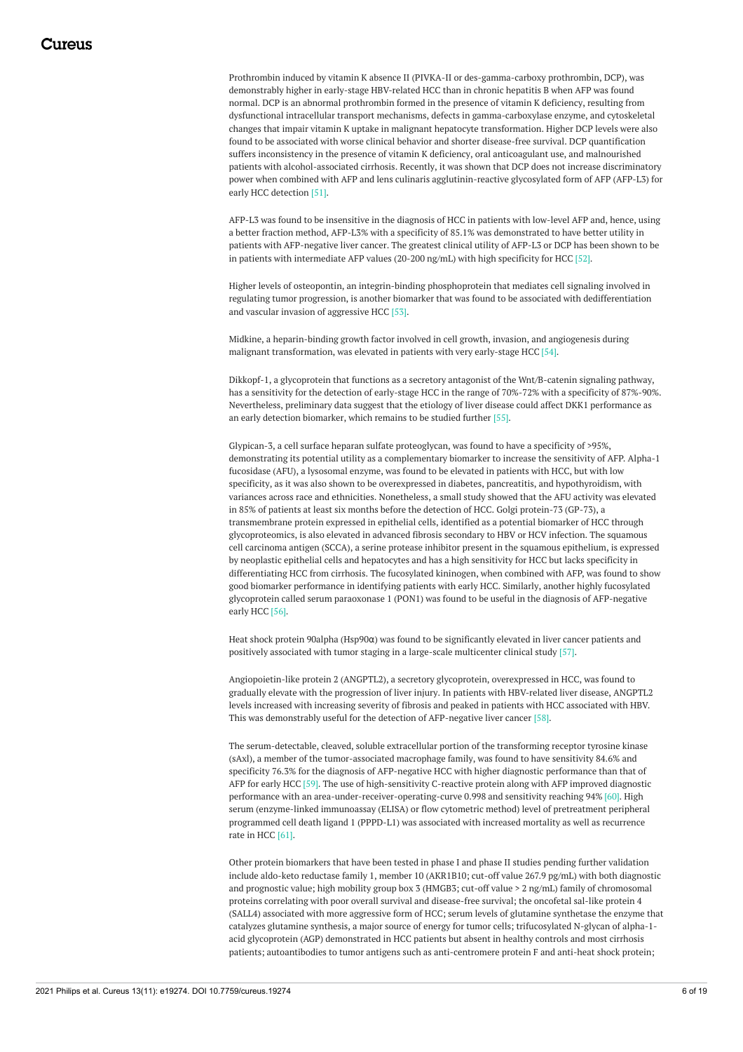Prothrombin induced by vitamin K absence II (PIVKA-II or des-gamma-carboxy prothrombin, DCP), was demonstrably higher in early-stage HBV-related HCC than in chronic hepatitis B when AFP was found normal. DCP is an abnormal prothrombin formed in the presence of vitamin K deficiency, resulting from dysfunctional intracellular transport mechanisms, defects in gamma-carboxylase enzyme, and cytoskeletal changes that impair vitamin K uptake in malignant hepatocyte transformation. Higher DCP levels were also found to be associated with worse clinical behavior and shorter disease-free survival. DCP quantification suffers inconsistency in the presence of vitamin K deficiency, oral anticoagulant use, and malnourished patients with alcohol-associated cirrhosis. Recently, it was shown that DCP does not increase discriminatory power when combined with AFP and lens culinaris agglutinin-reactive glycosylated form of AFP (AFP-L3) for early HCC detection [51].

AFP-L3 was found to be insensitive in the diagnosis of HCC in patients with low-level AFP and, hence, using a better fraction method, AFP-L3% with a specificity of 85.1% was demonstrated to have better utility in patients with AFP-negative liver cancer. The greatest clinical utility of AFP-L3 or DCP has been shown to be in patients with intermediate AFP values (20-200 ng/mL) with high specificity for HCC [52].

Higher levels of osteopontin, an integrin-binding phosphoprotein that mediates cell signaling involved in regulating tumor progression, is another biomarker that was found to be associated with dedifferentiation and vascular invasion of aggressive HCC [53].

Midkine, a heparin-binding growth factor involved in cell growth, invasion, and angiogenesis during malignant transformation, was elevated in patients with very early-stage HCC [54].

Dikkopf-1, a glycoprotein that functions as a secretory antagonist of the Wnt/β-catenin signaling pathway, has a sensitivity for the detection of early-stage HCC in the range of 70%-72% with a specificity of 87%-90%. Nevertheless, preliminary data suggest that the etiology of liver disease could affect DKK1 performance as an early detection biomarker, which remains to be studied further [55].

Glypican-3, a cell surface heparan sulfate proteoglycan, was found to have a specificity of >95%, demonstrating its potential utility as a complementary biomarker to increase the sensitivity of AFP. Alpha-1 fucosidase (AFU), a lysosomal enzyme, was found to be elevated in patients with HCC, but with low specificity, as it was also shown to be overexpressed in diabetes, pancreatitis, and hypothyroidism, with variances across race and ethnicities. Nonetheless, a small study showed that the AFU activity was elevated in 85% of patients at least six months before the detection of HCC. Golgi protein-73 (GP-73), a transmembrane protein expressed in epithelial cells, identified as a potential biomarker of HCC through glycoproteomics, is also elevated in advanced fibrosis secondary to HBV or HCV infection. The squamous cell carcinoma antigen (SCCA), a serine protease inhibitor present in the squamous epithelium, is expressed by neoplastic epithelial cells and hepatocytes and has a high sensitivity for HCC but lacks specificity in differentiating HCC from cirrhosis. The fucosylated kininogen, when combined with AFP, was found to show good biomarker performance in identifying patients with early HCC. Similarly, another highly fucosylated glycoprotein called serum paraoxonase 1 (PON1) was found to be useful in the diagnosis of AFP-negative early HCC [56].

Heat shock protein 90alpha (Hsp90α) was found to be significantly elevated in liver cancer patients and positively associated with tumor staging in a large-scale multicenter clinical study [57].

Angiopoietin-like protein 2 (ANGPTL2), a secretory glycoprotein, overexpressed in HCC, was found to gradually elevate with the progression of liver injury. In patients with HBV-related liver disease, ANGPTL2 levels increased with increasing severity of fibrosis and peaked in patients with HCC associated with HBV. This was demonstrably useful for the detection of AFP-negative liver cancer [58].

The serum-detectable, cleaved, soluble extracellular portion of the transforming receptor tyrosine kinase (sAxl), a member of the tumor-associated macrophage family, was found to have sensitivity 84.6% and specificity 76.3% for the diagnosis of AFP-negative HCC with higher diagnostic performance than that of AFP for early HCC [59]. The use of high-sensitivity C-reactive protein along with AFP improved diagnostic performance with an area-under-receiver-operating-curve 0.998 and sensitivity reaching 94% [60]. High serum (enzyme-linked immunoassay (ELISA) or flow cytometric method) level of pretreatment peripheral programmed cell death ligand 1 (PPPD-L1) was associated with increased mortality as well as recurrence rate in HCC [61].

Other protein biomarkers that have been tested in phase I and phase II studies pending further validation include aldo-keto reductase family 1, member 10 (AKR1B10; cut-off value 267.9 pg/mL) with both diagnostic and prognostic value; high mobility group box 3 (HMGB3; cut-off value > 2 ng/mL) family of chromosomal proteins correlating with poor overall survival and disease-free survival; the oncofetal sal-like protein 4 (SALL4) associated with more aggressive form of HCC; serum levels of glutamine synthetase the enzyme that catalyzes glutamine synthesis, a major source of energy for tumor cells; trifucosylated N-glycan of alpha-1-acid glycoprotein (AGP) demonstrated in HCC patients but absent in healthy controls and most cirrhosis patients; autoantibodies to tumor antigens such as anti-centromere protein F and anti-heat shock protein;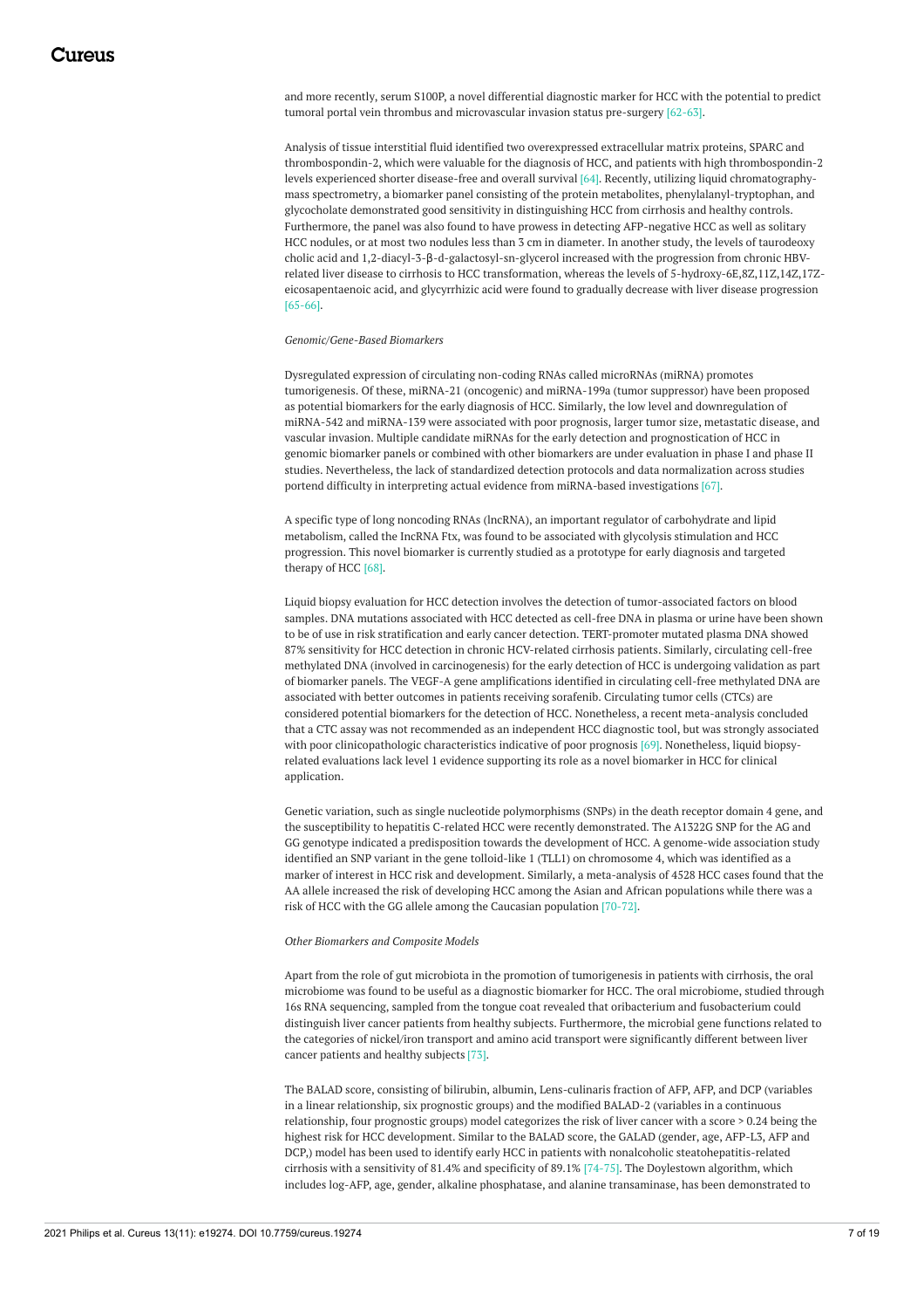and more recently, serum S100P, a novel differential diagnostic marker for HCC with the potential to predict tumoral portal vein thrombus and microvascular invasion status pre-surgery [62-63].

Analysis of tissue interstitial fluid identified two overexpressed extracellular matrix proteins, SPARC and thrombospondin-2, which were valuable for the diagnosis of HCC, and patients with high thrombospondin-2 levels experienced shorter disease-free and overall survival [64]. Recently, utilizing liquid chromatography-mass spectrometry, a biomarker panel consisting of the protein metabolites, phenylalanyl-tryptophan, and glycocholate demonstrated good sensitivity in distinguishing HCC from cirrhosis and healthy controls. Furthermore, the panel was also found to have prowess in detecting AFP-negative HCC as well as solitary HCC nodules, or at most two nodules less than 3 cm in diameter. In another study, the levels of taurodeoxy cholic acid and 1,2-diacyl-3-β-d-galactosyl-sn-glycerol increased with the progression from chronic HBV-related liver disease to cirrhosis to HCC transformation, whereas the levels of 5-hydroxy-6E,8Z,11Z,14Z,17Z-eicosapentaenoic acid, and glycyrrhizic acid were found to gradually decrease with liver disease progression [65-66].

*Genomic/Gene-Based Biomarkers*

Dysregulated expression of circulating non-coding RNAs called microRNAs (miRNA) promotes tumorigenesis. Of these, miRNA-21 (oncogenic) and miRNA-199a (tumor suppressor) have been proposed as potential biomarkers for the early diagnosis of HCC. Similarly, the low level and downregulation of miRNA-542 and miRNA-139 were associated with poor prognosis, larger tumor size, metastatic disease, and vascular invasion. Multiple candidate miRNAs for the early detection and prognostication of HCC in genomic biomarker panels or combined with other biomarkers are under evaluation in phase I and phase II studies. Nevertheless, the lack of standardized detection protocols and data normalization across studies portend difficulty in interpreting actual evidence from miRNA-based investigations [67].

A specific type of long noncoding RNAs (lncRNA), an important regulator of carbohydrate and lipid metabolism, called the IncRNA Ftx, was found to be associated with glycolysis stimulation and HCC progression. This novel biomarker is currently studied as a prototype for early diagnosis and targeted therapy of HCC [68].

Liquid biopsy evaluation for HCC detection involves the detection of tumor-associated factors on blood samples. DNA mutations associated with HCC detected as cell-free DNA in plasma or urine have been shown to be of use in risk stratification and early cancer detection. TERT-promoter mutated plasma DNA showed 87% sensitivity for HCC detection in chronic HCV-related cirrhosis patients. Similarly, circulating cell-free methylated DNA (involved in carcinogenesis) for the early detection of HCC is undergoing validation as part of biomarker panels. The VEGF-A gene amplifications identified in circulating cell-free methylated DNA are associated with better outcomes in patients receiving sorafenib. Circulating tumor cells (CTCs) are considered potential biomarkers for the detection of HCC. Nonetheless, a recent meta-analysis concluded that a CTC assay was not recommended as an independent HCC diagnostic tool, but was strongly associated with poor clinicopathologic characteristics indicative of poor prognosis [69]. Nonetheless, liquid biopsy-related evaluations lack level 1 evidence supporting its role as a novel biomarker in HCC for clinical application.

Genetic variation, such as single nucleotide polymorphisms (SNPs) in the death receptor domain 4 gene, and the susceptibility to hepatitis C-related HCC were recently demonstrated. The A1322G SNP for the AG and GG genotype indicated a predisposition towards the development of HCC. A genome-wide association study identified an SNP variant in the gene tolloid-like 1 (TLL1) on chromosome 4, which was identified as a marker of interest in HCC risk and development. Similarly, a meta-analysis of 4528 HCC cases found that the AA allele increased the risk of developing HCC among the Asian and African populations while there was a risk of HCC with the GG allele among the Caucasian population [70-72].

*Other Biomarkers and Composite Models*

Apart from the role of gut microbiota in the promotion of tumorigenesis in patients with cirrhosis, the oral microbiome was found to be useful as a diagnostic biomarker for HCC. The oral microbiome, studied through 16s RNA sequencing, sampled from the tongue coat revealed that oribacterium and fusobacterium could distinguish liver cancer patients from healthy subjects. Furthermore, the microbial gene functions related to the categories of nickel/iron transport and amino acid transport were significantly different between liver cancer patients and healthy subjects [73].

The BALAD score, consisting of bilirubin, albumin, Lens-culinaris fraction of AFP, AFP, and DCP (variables in a linear relationship, six prognostic groups) and the modified BALAD-2 (variables in a continuous relationship, four prognostic groups) model categorizes the risk of liver cancer with a score > 0.24 being the highest risk for HCC development. Similar to the BALAD score, the GALAD (gender, age, AFP-L3, AFP and DCP,) model has been used to identify early HCC in patients with nonalcoholic steatohepatitis-related cirrhosis with a sensitivity of 81.4% and specificity of 89.1% [74-75]. The Doylestown algorithm, which includes log-AFP, age, gender, alkaline phosphatase, and alanine transaminase, has been demonstrated to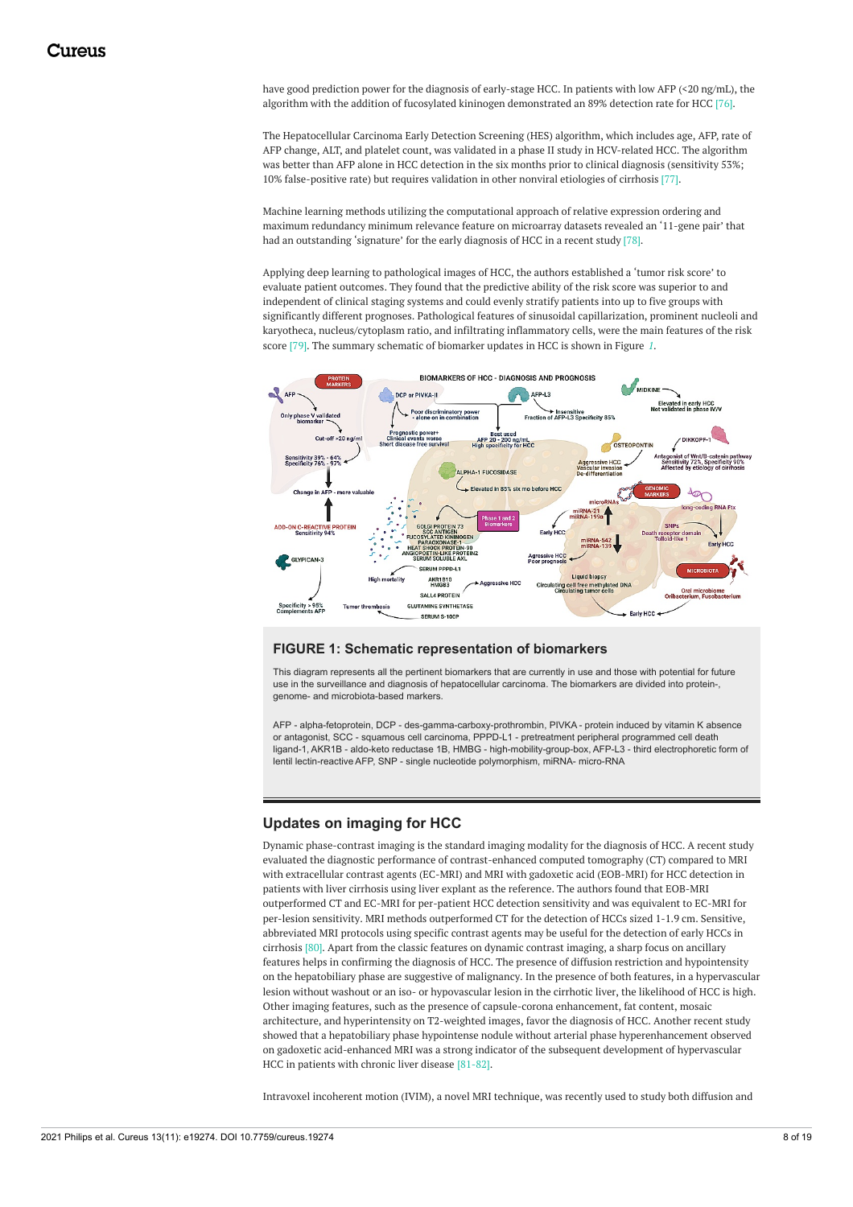have good prediction power for the diagnosis of early-stage HCC. In patients with low AFP (<20 ng/mL), the algorithm with the addition of fucosylated kininogen demonstrated an 89% detection rate for HCC [76].

The Hepatocellular Carcinoma Early Detection Screening (HES) algorithm, which includes age, AFP, rate of AFP change, ALT, and platelet count, was validated in a phase II study in HCV-related HCC. The algorithm was better than AFP alone in HCC detection in the six months prior to clinical diagnosis (sensitivity 53%; 10% false-positive rate) but requires validation in other nonviral etiologies of cirrhosis [77].

Machine learning methods utilizing the computational approach of relative expression ordering and maximum redundancy minimum relevance feature on microarray datasets revealed an '11-gene pair' that had an outstanding 'signature' for the early diagnosis of HCC in a recent study [78].

Applying deep learning to pathological images of HCC, the authors established a 'tumor risk score' to evaluate patient outcomes. They found that the predictive ability of the risk score was superior to and independent of clinical staging systems and could evenly stratify patients into up to five groups with significantly different prognoses. Pathological features of sinusoidal capillarization, prominent nucleoli and karyotheca, nucleus/cytoplasm ratio, and infiltrating inflammatory cells, were the main features of the risk score [79]. The summary schematic of biomarker updates in HCC is shown in Figure *1*.

**FIGURE 1: Schematic representation of biomarkers**

This diagram represents all the pertinent biomarkers that are currently in use and those with potential for future use in the surveillance and diagnosis of hepatocellular carcinoma. The biomarkers are divided into protein-, genome- and microbiota-based markers.

AFP - alpha-fetoprotein, DCP - des-gamma-carboxy-prothrombin, PIVKA - protein induced by vitamin K absence or antagonist, SCC - squamous cell carcinoma, PPPD-L1 - pretreatment peripheral programmed cell death ligand-1, AKR1B - aldo-keto reductase 1B, HMBG - high-mobility-group-box, AFP-L3 - third electrophoretic form of lentil lectin-reactive AFP, SNP - single nucleotide polymorphism, miRNA- micro-RNA

## Updates on imaging for HCC

Dynamic phase-contrast imaging is the standard imaging modality for the diagnosis of HCC. A recent study evaluated the diagnostic performance of contrast-enhanced computed tomography (CT) compared to MRI with extracellular contrast agents (EC-MRI) and MRI with gadoxetic acid (EOB-MRI) for HCC detection in patients with liver cirrhosis using liver explant as the reference. The authors found that EOB-MRI outperformed CT and EC-MRI for per-patient HCC detection sensitivity and was equivalent to EC-MRI for per-lesion sensitivity. MRI methods outperformed CT for the detection of HCCs sized 1-1.9 cm. Sensitive, abbreviated MRI protocols using specific contrast agents may be useful for the detection of early HCCs in cirrhosis [80]. Apart from the classic features on dynamic contrast imaging, a sharp focus on ancillary features helps in confirming the diagnosis of HCC. The presence of diffusion restriction and hypointensity on the hepatobiliary phase are suggestive of malignancy. In the presence of both features, in a hypervascular lesion without washout or an iso- or hypovascular lesion in the cirrhotic liver, the likelihood of HCC is high. Other imaging features, such as the presence of capsule-corona enhancement, fat content, mosaic architecture, and hyperintensity on T2-weighted images, favor the diagnosis of HCC. Another recent study showed that a hepatobiliary phase hypointense nodule without arterial phase hyperenhancement observed on gadoxetic acid-enhanced MRI was a strong indicator of the subsequent development of hypervascular HCC in patients with chronic liver disease [81-82].

Intravoxel incoherent motion (IVIM), a novel MRI technique, was recently used to study both diffusion and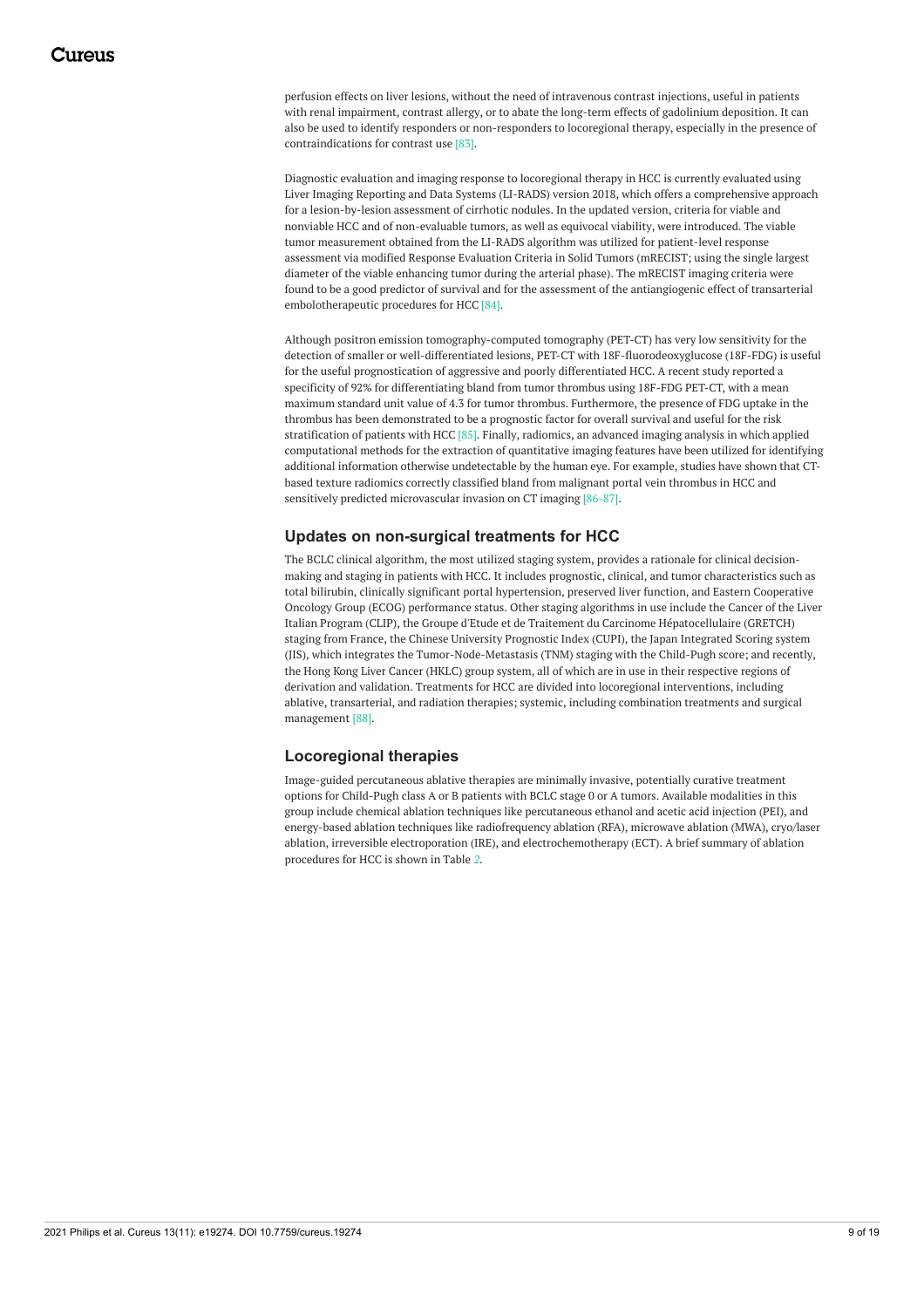perfusion effects on liver lesions, without the need of intravenous contrast injections, useful in patients with renal impairment, contrast allergy, or to abate the long-term effects of gadolinium deposition. It can also be used to identify responders or non-responders to locoregional therapy, especially in the presence of contraindications for contrast use [83].

Diagnostic evaluation and imaging response to locoregional therapy in HCC is currently evaluated using Liver Imaging Reporting and Data Systems (LI-RADS) version 2018, which offers a comprehensive approach for a lesion-by-lesion assessment of cirrhotic nodules. In the updated version, criteria for viable and nonviable HCC and of non-evaluable tumors, as well as equivocal viability, were introduced. The viable tumor measurement obtained from the LI-RADS algorithm was utilized for patient-level response assessment via modified Response Evaluation Criteria in Solid Tumors (mRECIST; using the single largest diameter of the viable enhancing tumor during the arterial phase). The mRECIST imaging criteria were found to be a good predictor of survival and for the assessment of the antiangiogenic effect of transarterial embolotherapeutic procedures for HCC [84].

Although positron emission tomography-computed tomography (PET-CT) has very low sensitivity for the detection of smaller or well-differentiated lesions, PET-CT with 18F-fluorodeoxyglucose (18F-FDG) is useful for the useful prognostication of aggressive and poorly differentiated HCC. A recent study reported a specificity of 92% for differentiating bland from tumor thrombus using 18F-FDG PET-CT, with a mean maximum standard unit value of 4.3 for tumor thrombus. Furthermore, the presence of FDG uptake in the thrombus has been demonstrated to be a prognostic factor for overall survival and useful for the risk stratification of patients with HCC [85]. Finally, radiomics, an advanced imaging analysis in which applied computational methods for the extraction of quantitative imaging features have been utilized for identifying additional information otherwise undetectable by the human eye. For example, studies have shown that CT-based texture radiomics correctly classified bland from malignant portal vein thrombus in HCC and sensitively predicted microvascular invasion on CT imaging [86-87].

## Updates on non-surgical treatments for HCC

The BCLC clinical algorithm, the most utilized staging system, provides a rationale for clinical decision-making and staging in patients with HCC. It includes prognostic, clinical, and tumor characteristics such as total bilirubin, clinically significant portal hypertension, preserved liver function, and Eastern Cooperative Oncology Group (ECOG) performance status. Other staging algorithms in use include the Cancer of the Liver Italian Program (CLIP), the Groupe d'Etude et de Traitement du Carcinome Hépatocellulaire (GRETCH) staging from France, the Chinese University Prognostic Index (CUPI), the Japan Integrated Scoring system (JIS), which integrates the Tumor-Node-Metastasis (TNM) staging with the Child-Pugh score; and recently, the Hong Kong Liver Cancer (HKLC) group system, all of which are in use in their respective regions of derivation and validation. Treatments for HCC are divided into locoregional interventions, including ablative, transarterial, and radiation therapies; systemic, including combination treatments and surgical management [88].

## Locoregional therapies

Image-guided percutaneous ablative therapies are minimally invasive, potentially curative treatment options for Child-Pugh class A or B patients with BCLC stage 0 or A tumors. Available modalities in this group include chemical ablation techniques like percutaneous ethanol and acetic acid injection (PEI), and energy-based ablation techniques like radiofrequency ablation (RFA), microwave ablation (MWA), cryo/laser ablation, irreversible electroporation (IRE), and electrochemotherapy (ECT). A brief summary of ablation procedures for HCC is shown in Table *2*.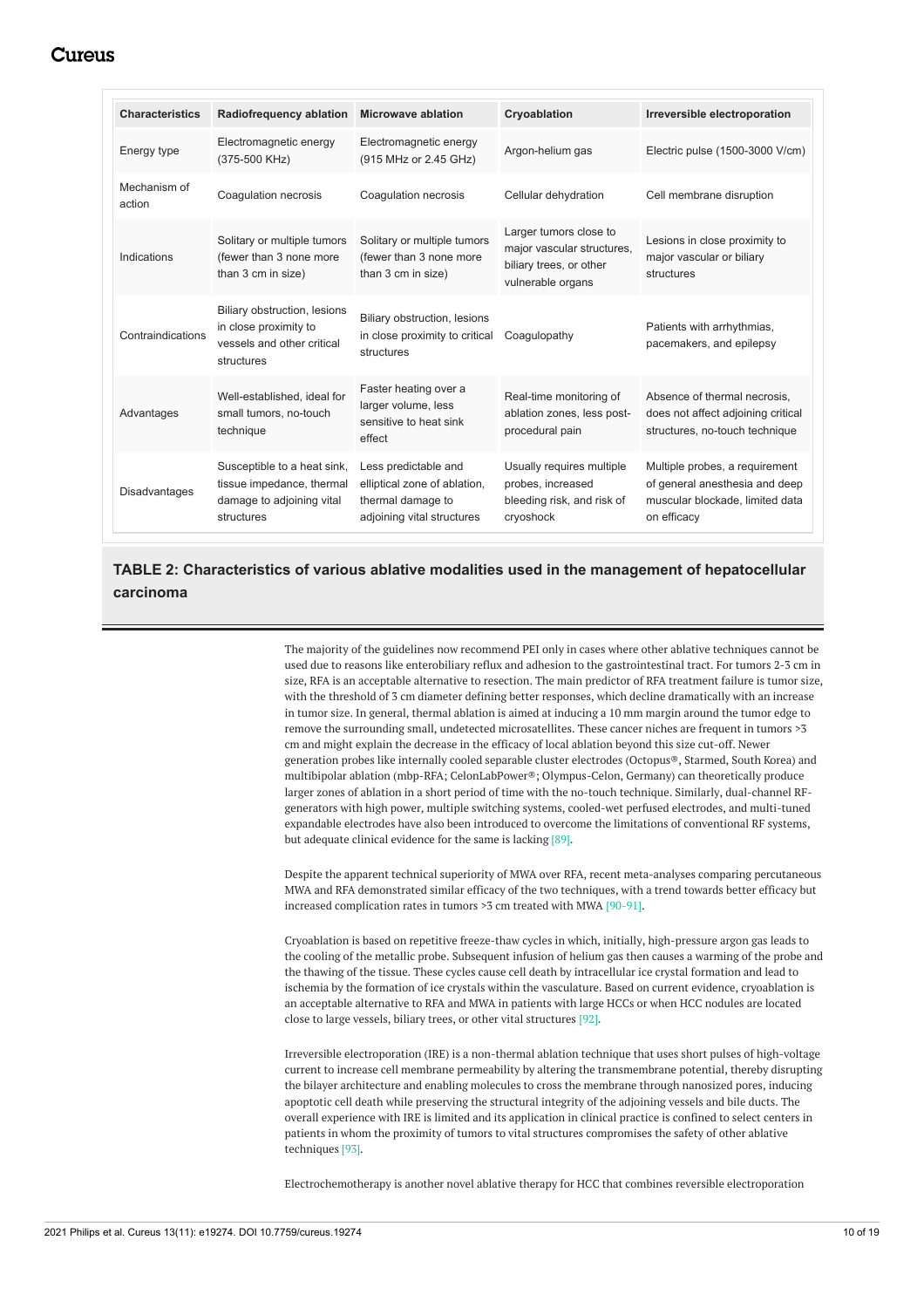| Characteristics | Radiofrequency ablation | Microwave ablation | Cryoablation | Irreversible electroporation |
|---|---|---|---|---|
| Energy type | Electromagnetic energy (375-500 KHz) | Electromagnetic energy (915 MHz or 2.45 GHz) | Argon-helium gas | Electric pulse (1500-3000 V/cm) |
| Mechanism of action | Coagulation necrosis | Coagulation necrosis | Cellular dehydration | Cell membrane disruption |
| Indications | Solitary or multiple tumors (fewer than 3 none more than 3 cm in size) | Solitary or multiple tumors (fewer than 3 none more than 3 cm in size) | Larger tumors close to major vascular structures, biliary trees, or other vulnerable organs | Lesions in close proximity to major vascular or biliary structures |
| Contraindications | Biliary obstruction, lesions in close proximity to vessels and other critical structures | Biliary obstruction, lesions in close proximity to critical structures | Coagulopathy | Patients with arrhythmias, pacemakers, and epilepsy |
| Advantages | Well-established, ideal for small tumors, no-touch technique | Faster heating over a larger volume, less sensitive to heat sink effect | Real-time monitoring of ablation zones, less post-procedural pain | Absence of thermal necrosis, does not affect adjoining critical structures, no-touch technique |
| Disadvantages | Susceptible to a heat sink, tissue impedance, thermal damage to adjoining vital structures | Less predictable and elliptical zone of ablation, thermal damage to adjoining vital structures | Usually requires multiple probes, increased bleeding risk, and risk of cryoshock | Multiple probes, a requirement of general anesthesia and deep muscular blockade, limited data on efficacy |

**TABLE 2: Characteristics of various ablative modalities used in the management of hepatocellular carcinoma**

The majority of the guidelines now recommend PEI only in cases where other ablative techniques cannot be used due to reasons like enterobiliary reflux and adhesion to the gastrointestinal tract. For tumors 2-3 cm in size, RFA is an acceptable alternative to resection. The main predictor of RFA treatment failure is tumor size, with the threshold of 3 cm diameter defining better responses, which decline dramatically with an increase in tumor size. In general, thermal ablation is aimed at inducing a 10 mm margin around the tumor edge to remove the surrounding small, undetected microsatellites. These cancer niches are frequent in tumors >3 cm and might explain the decrease in the efficacy of local ablation beyond this size cut-off. Newer generation probes like internally cooled separable cluster electrodes (Octopus®, Starmed, South Korea) and multibipolar ablation (mbp-RFA; CelonLabPower®; Olympus-Celon, Germany) can theoretically produce larger zones of ablation in a short period of time with the no-touch technique. Similarly, dual-channel RF-generators with high power, multiple switching systems, cooled-wet perfused electrodes, and multi-tuned expandable electrodes have also been introduced to overcome the limitations of conventional RF systems, but adequate clinical evidence for the same is lacking [89].

Despite the apparent technical superiority of MWA over RFA, recent meta-analyses comparing percutaneous MWA and RFA demonstrated similar efficacy of the two techniques, with a trend towards better efficacy but increased complication rates in tumors >3 cm treated with MWA [90-91].

Cryoablation is based on repetitive freeze-thaw cycles in which, initially, high-pressure argon gas leads to the cooling of the metallic probe. Subsequent infusion of helium gas then causes a warming of the probe and the thawing of the tissue. These cycles cause cell death by intracellular ice crystal formation and lead to ischemia by the formation of ice crystals within the vasculature. Based on current evidence, cryoablation is an acceptable alternative to RFA and MWA in patients with large HCCs or when HCC nodules are located close to large vessels, biliary trees, or other vital structures [92].

Irreversible electroporation (IRE) is a non-thermal ablation technique that uses short pulses of high-voltage current to increase cell membrane permeability by altering the transmembrane potential, thereby disrupting the bilayer architecture and enabling molecules to cross the membrane through nanosized pores, inducing apoptotic cell death while preserving the structural integrity of the adjoining vessels and bile ducts. The overall experience with IRE is limited and its application in clinical practice is confined to select centers in patients in whom the proximity of tumors to vital structures compromises the safety of other ablative techniques [93].

Electrochemotherapy is another novel ablative therapy for HCC that combines reversible electroporation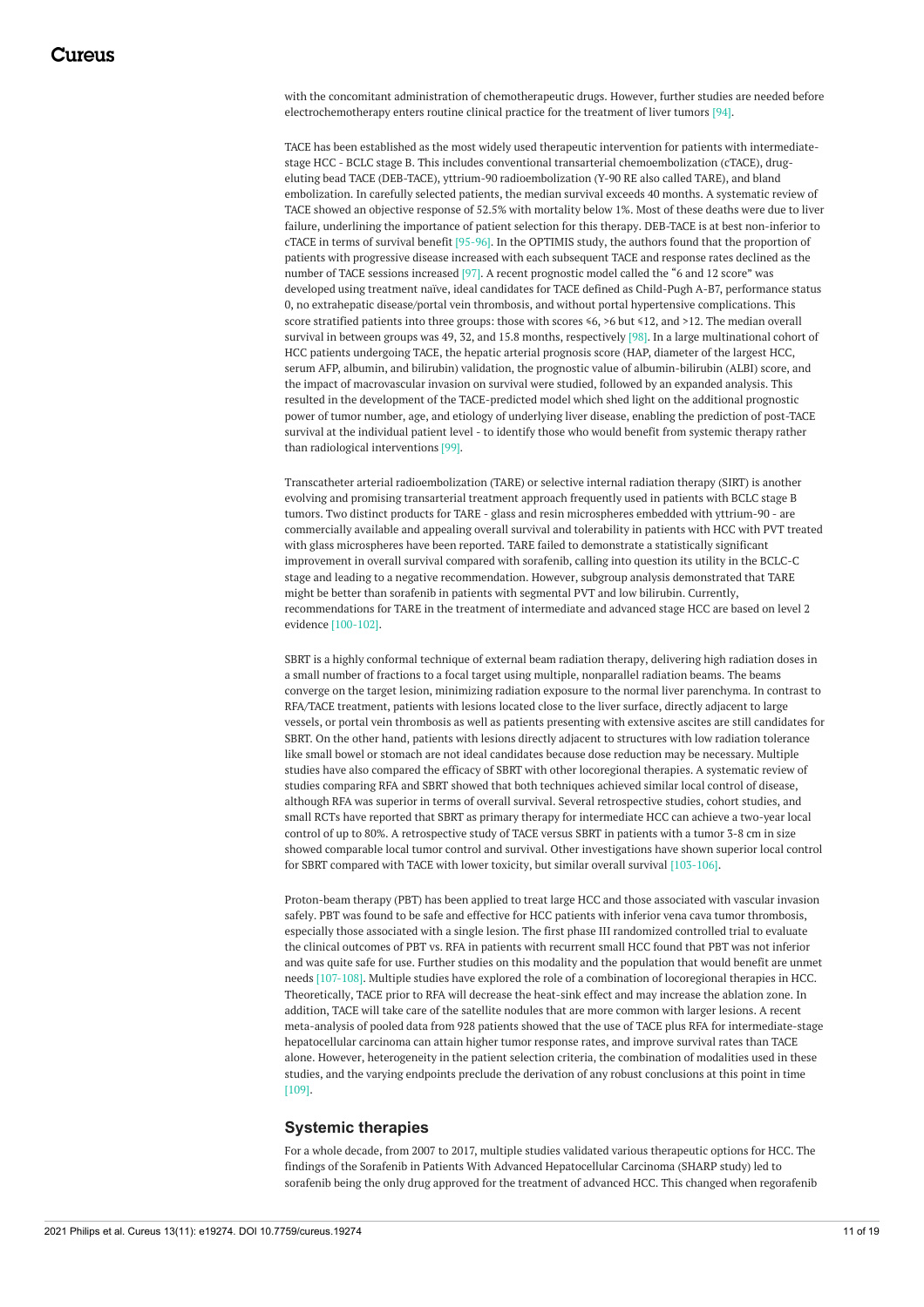with the concomitant administration of chemotherapeutic drugs. However, further studies are needed before electrochemotherapy enters routine clinical practice for the treatment of liver tumors [94].

TACE has been established as the most widely used therapeutic intervention for patients with intermediate-stage HCC - BCLC stage B. This includes conventional transarterial chemoembolization (cTACE), drug-eluting bead TACE (DEB-TACE), yttrium-90 radioembolization (Y-90 RE also called TARE), and bland embolization. In carefully selected patients, the median survival exceeds 40 months. A systematic review of TACE showed an objective response of 52.5% with mortality below 1%. Most of these deaths were due to liver failure, underlining the importance of patient selection for this therapy. DEB-TACE is at best non-inferior to cTACE in terms of survival benefit [95-96]. In the OPTIMIS study, the authors found that the proportion of patients with progressive disease increased with each subsequent TACE and response rates declined as the number of TACE sessions increased [97]. A recent prognostic model called the "6 and 12 score" was developed using treatment naïve, ideal candidates for TACE defined as Child-Pugh A-B7, performance status 0, no extrahepatic disease/portal vein thrombosis, and without portal hypertensive complications. This score stratified patients into three groups: those with scores ≤6, >6 but ≤12, and >12. The median overall survival in between groups was 49, 32, and 15.8 months, respectively [98]. In a large multinational cohort of HCC patients undergoing TACE, the hepatic arterial prognosis score (HAP, diameter of the largest HCC, serum AFP, albumin, and bilirubin) validation, the prognostic value of albumin-bilirubin (ALBI) score, and the impact of macrovascular invasion on survival were studied, followed by an expanded analysis. This resulted in the development of the TACE-predicted model which shed light on the additional prognostic power of tumor number, age, and etiology of underlying liver disease, enabling the prediction of post-TACE survival at the individual patient level - to identify those who would benefit from systemic therapy rather than radiological interventions [99].

Transcatheter arterial radioembolization (TARE) or selective internal radiation therapy (SIRT) is another evolving and promising transarterial treatment approach frequently used in patients with BCLC stage B tumors. Two distinct products for TARE - glass and resin microspheres embedded with yttrium-90 - are commercially available and appealing overall survival and tolerability in patients with HCC with PVT treated with glass microspheres have been reported. TARE failed to demonstrate a statistically significant improvement in overall survival compared with sorafenib, calling into question its utility in the BCLC-C stage and leading to a negative recommendation. However, subgroup analysis demonstrated that TARE might be better than sorafenib in patients with segmental PVT and low bilirubin. Currently, recommendations for TARE in the treatment of intermediate and advanced stage HCC are based on level 2 evidence [100-102].

SBRT is a highly conformal technique of external beam radiation therapy, delivering high radiation doses in a small number of fractions to a focal target using multiple, nonparallel radiation beams. The beams converge on the target lesion, minimizing radiation exposure to the normal liver parenchyma. In contrast to RFA/TACE treatment, patients with lesions located close to the liver surface, directly adjacent to large vessels, or portal vein thrombosis as well as patients presenting with extensive ascites are still candidates for SBRT. On the other hand, patients with lesions directly adjacent to structures with low radiation tolerance like small bowel or stomach are not ideal candidates because dose reduction may be necessary. Multiple studies have also compared the efficacy of SBRT with other locoregional therapies. A systematic review of studies comparing RFA and SBRT showed that both techniques achieved similar local control of disease, although RFA was superior in terms of overall survival. Several retrospective studies, cohort studies, and small RCTs have reported that SBRT as primary therapy for intermediate HCC can achieve a two-year local control of up to 80%. A retrospective study of TACE versus SBRT in patients with a tumor 3-8 cm in size showed comparable local tumor control and survival. Other investigations have shown superior local control for SBRT compared with TACE with lower toxicity, but similar overall survival [103-106].

Proton-beam therapy (PBT) has been applied to treat large HCC and those associated with vascular invasion safely. PBT was found to be safe and effective for HCC patients with inferior vena cava tumor thrombosis, especially those associated with a single lesion. The first phase III randomized controlled trial to evaluate the clinical outcomes of PBT vs. RFA in patients with recurrent small HCC found that PBT was not inferior and was quite safe for use. Further studies on this modality and the population that would benefit are unmet needs [107-108]. Multiple studies have explored the role of a combination of locoregional therapies in HCC. Theoretically, TACE prior to RFA will decrease the heat-sink effect and may increase the ablation zone. In addition, TACE will take care of the satellite nodules that are more common with larger lesions. A recent meta-analysis of pooled data from 928 patients showed that the use of TACE plus RFA for intermediate-stage hepatocellular carcinoma can attain higher tumor response rates, and improve survival rates than TACE alone. However, heterogeneity in the patient selection criteria, the combination of modalities used in these studies, and the varying endpoints preclude the derivation of any robust conclusions at this point in time [109].

## Systemic therapies

For a whole decade, from 2007 to 2017, multiple studies validated various therapeutic options for HCC. The findings of the Sorafenib in Patients With Advanced Hepatocellular Carcinoma (SHARP study) led to sorafenib being the only drug approved for the treatment of advanced HCC. This changed when regorafenib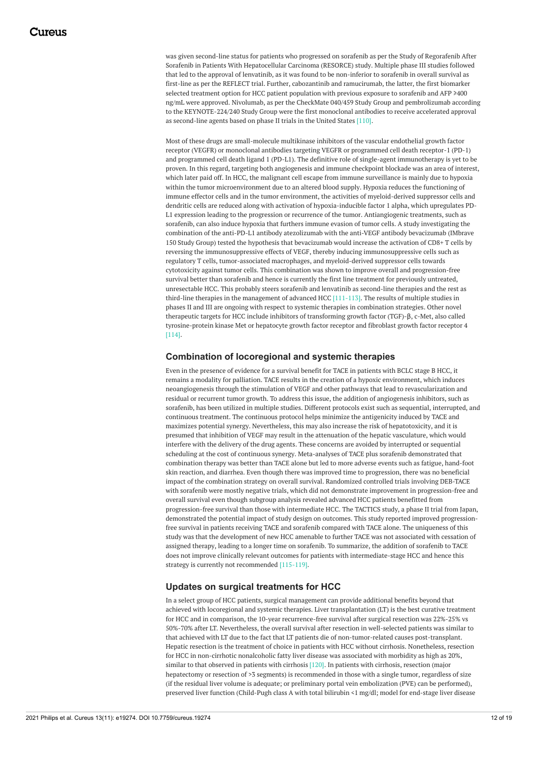was given second-line status for patients who progressed on sorafenib as per the Study of Regorafenib After Sorafenib in Patients With Hepatocellular Carcinoma (RESORCE) study. Multiple phase III studies followed that led to the approval of lenvatinib, as it was found to be non-inferior to sorafenib in overall survival as first-line as per the REFLECT trial. Further, cabozantinib and ramucirumab, the latter, the first biomarker selected treatment option for HCC patient population with previous exposure to sorafenib and AFP ⩾400 ng/mL were approved. Nivolumab, as per the CheckMate 040/459 Study Group and pembrolizumab according to the KEYNOTE-224/240 Study Group were the first monoclonal antibodies to receive accelerated approval as second-line agents based on phase II trials in the United States [110].

Most of these drugs are small-molecule multikinase inhibitors of the vascular endothelial growth factor receptor (VEGFR) or monoclonal antibodies targeting VEGFR or programmed cell death receptor-1 (PD-1) and programmed cell death ligand 1 (PD-L1). The definitive role of single-agent immunotherapy is yet to be proven. In this regard, targeting both angiogenesis and immune checkpoint blockade was an area of interest, which later paid off. In HCC, the malignant cell escape from immune surveillance is mainly due to hypoxia within the tumor microenvironment due to an altered blood supply. Hypoxia reduces the functioning of immune effector cells and in the tumor environment, the activities of myeloid-derived suppressor cells and dendritic cells are reduced along with activation of hypoxia-inducible factor 1 alpha, which upregulates PD-L1 expression leading to the progression or recurrence of the tumor. Antiangiogenic treatments, such as sorafenib, can also induce hypoxia that furthers immune evasion of tumor cells. A study investigating the combination of the anti-PD-L1 antibody atezolizumab with the anti-VEGF antibody bevacizumab (IMbrave 150 Study Group) tested the hypothesis that bevacizumab would increase the activation of CD8+ T cells by reversing the immunosuppressive effects of VEGF, thereby inducing immunosuppressive cells such as regulatory T cells, tumor-associated macrophages, and myeloid-derived suppressor cells towards cytotoxicity against tumor cells. This combination was shown to improve overall and progression-free survival better than sorafenib and hence is currently the first line treatment for previously untreated, unresectable HCC. This probably steers sorafenib and lenvatinib as second-line therapies and the rest as third-line therapies in the management of advanced HCC [111-113]. The results of multiple studies in phases II and III are ongoing with respect to systemic therapies in combination strategies. Other novel therapeutic targets for HCC include inhibitors of transforming growth factor (TGF)-β, c-Met, also called tyrosine-protein kinase Met or hepatocyte growth factor receptor and fibroblast growth factor receptor 4 [114].

## Combination of locoregional and systemic therapies

Even in the presence of evidence for a survival benefit for TACE in patients with BCLC stage B HCC, it remains a modality for palliation. TACE results in the creation of a hypoxic environment, which induces neoangiogenesis through the stimulation of VEGF and other pathways that lead to revascularization and residual or recurrent tumor growth. To address this issue, the addition of angiogenesis inhibitors, such as sorafenib, has been utilized in multiple studies. Different protocols exist such as sequential, interrupted, and continuous treatment. The continuous protocol helps minimize the antigenicity induced by TACE and maximizes potential synergy. Nevertheless, this may also increase the risk of hepatotoxicity, and it is presumed that inhibition of VEGF may result in the attenuation of the hepatic vasculature, which would interfere with the delivery of the drug agents. These concerns are avoided by interrupted or sequential scheduling at the cost of continuous synergy. Meta-analyses of TACE plus sorafenib demonstrated that combination therapy was better than TACE alone but led to more adverse events such as fatigue, hand-foot skin reaction, and diarrhea. Even though there was improved time to progression, there was no beneficial impact of the combination strategy on overall survival. Randomized controlled trials involving DEB-TACE with sorafenib were mostly negative trials, which did not demonstrate improvement in progression-free and overall survival even though subgroup analysis revealed advanced HCC patients benefitted from progression-free survival than those with intermediate HCC. The TACTICS study, a phase II trial from Japan, demonstrated the potential impact of study design on outcomes. This study reported improved progression-free survival in patients receiving TACE and sorafenib compared with TACE alone. The uniqueness of this study was that the development of new HCC amenable to further TACE was not associated with cessation of assigned therapy, leading to a longer time on sorafenib. To summarize, the addition of sorafenib to TACE does not improve clinically relevant outcomes for patients with intermediate-stage HCC and hence this strategy is currently not recommended [115-119].

## Updates on surgical treatments for HCC

In a select group of HCC patients, surgical management can provide additional benefits beyond that achieved with locoregional and systemic therapies. Liver transplantation (LT) is the best curative treatment for HCC and in comparison, the 10-year recurrence-free survival after surgical resection was 22%-25% vs 50%-70% after LT. Nevertheless, the overall survival after resection in well-selected patients was similar to that achieved with LT due to the fact that LT patients die of non-tumor-related causes post-transplant. Hepatic resection is the treatment of choice in patients with HCC without cirrhosis. Nonetheless, resection for HCC in non-cirrhotic nonalcoholic fatty liver disease was associated with morbidity as high as 20%, similar to that observed in patients with cirrhosis [120]. In patients with cirrhosis, resection (major hepatectomy or resection of >3 segments) is recommended in those with a single tumor, regardless of size (if the residual liver volume is adequate; or preliminary portal vein embolization (PVE) can be performed), preserved liver function (Child-Pugh class A with total bilirubin <1 mg/dl; model for end-stage liver disease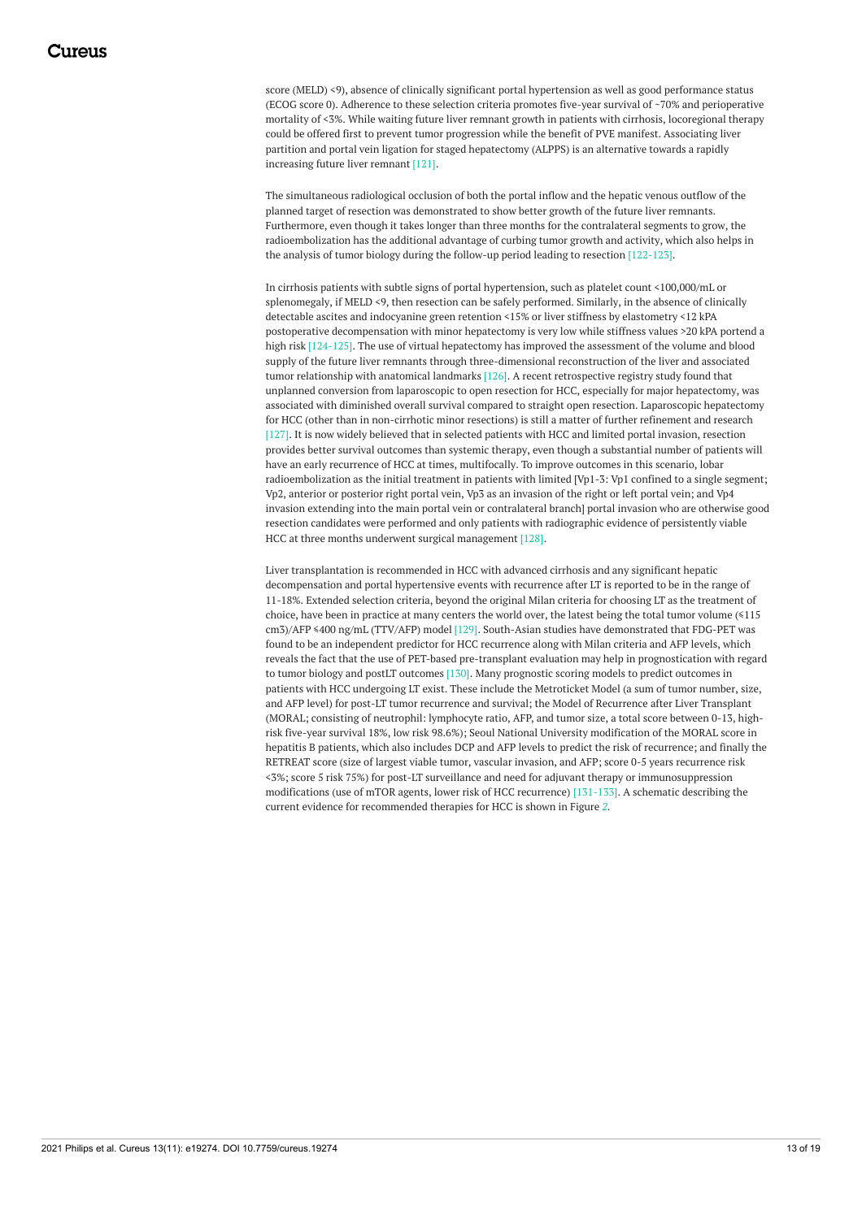score (MELD) <9), absence of clinically significant portal hypertension as well as good performance status (ECOG score 0). Adherence to these selection criteria promotes five-year survival of ~70% and perioperative mortality of <3%. While waiting future liver remnant growth in patients with cirrhosis, locoregional therapy could be offered first to prevent tumor progression while the benefit of PVE manifest. Associating liver partition and portal vein ligation for staged hepatectomy (ALPPS) is an alternative towards a rapidly increasing future liver remnant [121].

The simultaneous radiological occlusion of both the portal inflow and the hepatic venous outflow of the planned target of resection was demonstrated to show better growth of the future liver remnants. Furthermore, even though it takes longer than three months for the contralateral segments to grow, the radioembolization has the additional advantage of curbing tumor growth and activity, which also helps in the analysis of tumor biology during the follow-up period leading to resection [122-123].

In cirrhosis patients with subtle signs of portal hypertension, such as platelet count <100,000/mL or splenomegaly, if MELD <9, then resection can be safely performed. Similarly, in the absence of clinically detectable ascites and indocyanine green retention <15% or liver stiffness by elastometry <12 kPA postoperative decompensation with minor hepatectomy is very low while stiffness values >20 kPA portend a high risk [124-125]. The use of virtual hepatectomy has improved the assessment of the volume and blood supply of the future liver remnants through three-dimensional reconstruction of the liver and associated tumor relationship with anatomical landmarks [126]. A recent retrospective registry study found that unplanned conversion from laparoscopic to open resection for HCC, especially for major hepatectomy, was associated with diminished overall survival compared to straight open resection. Laparoscopic hepatectomy for HCC (other than in non-cirrhotic minor resections) is still a matter of further refinement and research [127]. It is now widely believed that in selected patients with HCC and limited portal invasion, resection provides better survival outcomes than systemic therapy, even though a substantial number of patients will have an early recurrence of HCC at times, multifocally. To improve outcomes in this scenario, lobar radioembolization as the initial treatment in patients with limited [Vp1-3: Vp1 confined to a single segment; Vp2, anterior or posterior right portal vein, Vp3 as an invasion of the right or left portal vein; and Vp4 invasion extending into the main portal vein or contralateral branch] portal invasion who are otherwise good resection candidates were performed and only patients with radiographic evidence of persistently viable HCC at three months underwent surgical management [128].

Liver transplantation is recommended in HCC with advanced cirrhosis and any significant hepatic decompensation and portal hypertensive events with recurrence after LT is reported to be in the range of 11-18%. Extended selection criteria, beyond the original Milan criteria for choosing LT as the treatment of choice, have been in practice at many centers the world over, the latest being the total tumor volume (≤115 cm3)/AFP ≤400 ng/mL (TTV/AFP) model [129]. South-Asian studies have demonstrated that FDG-PET was found to be an independent predictor for HCC recurrence along with Milan criteria and AFP levels, which reveals the fact that the use of PET-based pre-transplant evaluation may help in prognostication with regard to tumor biology and postLT outcomes [130]. Many prognostic scoring models to predict outcomes in patients with HCC undergoing LT exist. These include the Metroticket Model (a sum of tumor number, size, and AFP level) for post-LT tumor recurrence and survival; the Model of Recurrence after Liver Transplant (MORAL; consisting of neutrophil: lymphocyte ratio, AFP, and tumor size, a total score between 0-13, high-risk five-year survival 18%, low risk 98.6%); Seoul National University modification of the MORAL score in hepatitis B patients, which also includes DCP and AFP levels to predict the risk of recurrence; and finally the RETREAT score (size of largest viable tumor, vascular invasion, and AFP; score 0-5 years recurrence risk <3%; score 5 risk 75%) for post-LT surveillance and need for adjuvant therapy or immunosuppression modifications (use of mTOR agents, lower risk of HCC recurrence) [131-133]. A schematic describing the current evidence for recommended therapies for HCC is shown in Figure *2*.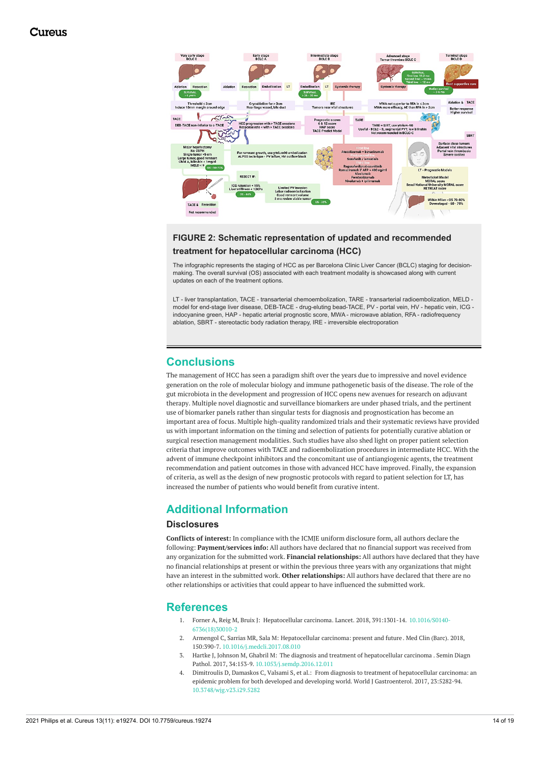**FIGURE 2: Schematic representation of updated and recommended treatment for hepatocellular carcinoma (HCC)**

The infographic represents the staging of HCC as per Barcelona Clinic Liver Cancer (BCLC) staging for decision-making. The overall survival (OS) associated with each treatment modality is showcased along with current updates on each of the treatment options.

LT - liver transplantation, TACE - transarterial chemoembolization, TARE - transarterial radioembolization, MELD - model for end-stage liver disease, DEB-TACE - drug-eluting bead-TACE, PV - portal vein, HV - hepatic vein, ICG - indocyanine green, HAP - hepatic arterial prognostic score, MWA - microwave ablation, RFA - radiofrequency ablation, SBRT - stereotactic body radiation therapy, IRE - irreversible electroporation

## Conclusions

The management of HCC has seen a paradigm shift over the years due to impressive and novel evidence generation on the role of molecular biology and immune pathogenetic basis of the disease. The role of the gut microbiota in the development and progression of HCC opens new avenues for research on adjuvant therapy. Multiple novel diagnostic and surveillance biomarkers are under phased trials, and the pertinent use of biomarker panels rather than singular tests for diagnosis and prognostication has become an important area of focus. Multiple high-quality randomized trials and their systematic reviews have provided us with important information on the timing and selection of patients for potentially curative ablation or surgical resection management modalities. Such studies have also shed light on proper patient selection criteria that improve outcomes with TACE and radioembolization procedures in intermediate HCC. With the advent of immune checkpoint inhibitors and the concomitant use of antiangiogenic agents, the treatment recommendation and patient outcomes in those with advanced HCC have improved. Finally, the expansion of criteria, as well as the design of new prognostic protocols with regard to patient selection for LT, has increased the number of patients who would benefit from curative intent.

## Additional Information

### Disclosures

**Conflicts of interest:** In compliance with the ICMJE uniform disclosure form, all authors declare the following: **Payment/services info:** All authors have declared that no financial support was received from any organization for the submitted work. **Financial relationships:** All authors have declared that they have no financial relationships at present or within the previous three years with any organizations that might have an interest in the submitted work. **Other relationships:** All authors have declared that there are no other relationships or activities that could appear to have influenced the submitted work.

## References

1. Forner A, Reig M, Bruix J: Hepatocellular carcinoma. Lancet. 2018, 391:1301-14. 10.1016/S0140-6736(18)30010-2
2. Armengol C, Sarrias MR, Sala M: Hepatocellular carcinoma: present and future . Med Clin (Barc). 2018, 150:390-7. 10.1016/j.medcli.2017.08.010
3. Hartke J, Johnson M, Ghabril M: The diagnosis and treatment of hepatocellular carcinoma . Semin Diagn Pathol. 2017, 34:153-9. 10.1053/j.semdp.2016.12.011
4. Dimitroulis D, Damaskos C, Valsami S, et al.: From diagnosis to treatment of hepatocellular carcinoma: an epidemic problem for both developed and developing world. World J Gastroenterol. 2017, 23:5282-94. 10.3748/wjg.v23.i29.5282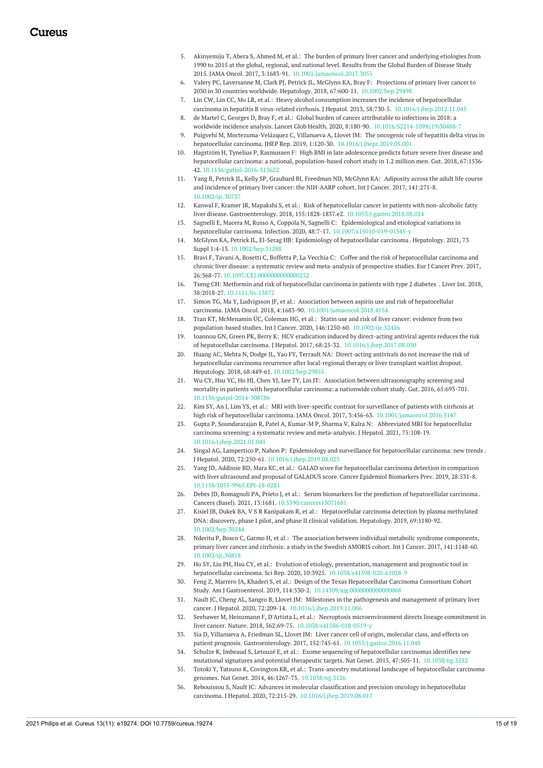5. Akinyemiju T, Abera S, Ahmed M, et al.: The burden of primary liver cancer and underlying etiologies from 1990 to 2015 at the global, regional, and national level. Results from the Global Burden of Disease Study 2015. JAMA Oncol. 2017, 3:1683-91. 10.1001/jamaoncol.2017.3055
6. Valery PC, Laversanne M, Clark PJ, Petrick JL, McGlynn KA, Bray F: Projections of primary liver cancer to 2030 in 30 countries worldwide. Hepatology. 2018, 67:600-11. 10.1002/hep.29498
7. Lin CW, Lin CC, Mo LR, et al.: Heavy alcohol consumption increases the incidence of hepatocellular carcinoma in hepatitis B virus-related cirrhosis. J Hepatol. 2013, 58:730-5. 10.1016/j.jhep.2012.11.045
8. de Martel C, Georges D, Bray F, et al.: Global burden of cancer attributable to infections in 2018: a worldwide incidence analysis. Lancet Glob Health. 2020, 8:180-90. 10.1016/S2214-109X(19)30488-7
9. Puigvehí M, Moctezuma-Velázquez C, Villanueva A, Llovet JM: The oncogenic role of hepatitis delta virus in hepatocellular carcinoma. JHEP Rep. 2019, 1:120-30. 10.1016/j.jhepr.2019.05.001
10. Hagström H, Tynelius P, Rasmussen F: High BMI in late adolescence predicts future severe liver disease and hepatocellular carcinoma: a national, population-based cohort study in 1.2 million men. Gut. 2018, 67:1536-42. 10.1136/gutjnl-2016-313622
11. Yang B, Petrick JL, Kelly SP, Graubard BI, Freedman ND, McGlynn KA: Adiposity across the adult life course and incidence of primary liver cancer: the NIH-AARP cohort. Int J Cancer. 2017, 141:271-8. 10.1002/ijc.30737
12. Kanwal F, Kramer JR, Mapakshi S, et al.: Risk of hepatocellular cancer in patients with non-alcoholic fatty liver disease. Gastroenterology. 2018, 155:1828-1837.e2. 10.1053/j.gastro.2018.08.024
13. Sagnelli E, Macera M, Russo A, Coppola N, Sagnelli C: Epidemiological and etiological variations in hepatocellular carcinoma. Infection. 2020, 48:7-17. 10.1007/s15010-019-01345-y
14. McGlynn KA, Petrick JL, El-Serag HB: Epidemiology of hepatocellular carcinoma. Hepatology. 2021, 73 Suppl 1:4-13. 10.1002/hep.31288
15. Bravi F, Tavani A, Bosetti C, Boffetta P, La Vecchia C: Coffee and the risk of hepatocellular carcinoma and chronic liver disease: a systematic review and meta-analysis of prospective studies. Eur J Cancer Prev. 2017, 26:368-77. 10.1097/CEJ.0000000000000252
16. Tseng CH: Metformin and risk of hepatocellular carcinoma in patients with type 2 diabetes. Liver Int. 2018, 38:2018-27. 10.1111/liv.13872
17. Simon TG, Ma Y, Ludvigsson JF, et al.: Association between aspirin use and risk of hepatocellular carcinoma. JAMA Oncol. 2018, 4:1683-90. 10.1001/jamaoncol.2018.4154
18. Tran KT, McMenamin ÚC, Coleman HG, et al.: Statin use and risk of liver cancer: evidence from two population-based studies. Int J Cancer. 2020, 146:1250-60. 10.1002/ijc.32426
19. Ioannou GN, Green PK, Berry K: HCV eradication induced by direct-acting antiviral agents reduces the risk of hepatocellular carcinoma. J Hepatol. 2017, 68:25-32. 10.1016/j.jhep.2017.08.030
20. Huang AC, Mehta N, Dodge JL, Yao FY, Terrault NA: Direct-acting antivirals do not increase the risk of hepatocellular carcinoma recurrence after local-regional therapy or liver transplant waitlist dropout. Hepatology. 2018, 68:449-61. 10.1002/hep.29855
21. Wu CY, Hsu YC, Ho HJ, Chen YJ, Lee TY, Lin JT: Association between ultrasonography screening and mortality in patients with hepatocellular carcinoma: a nationwide cohort study. Gut. 2016, 65:693-701. 10.1136/gutjnl-2014-308786
22. Kim SY, An J, Lim YS, et al.: MRI with liver-specific contrast for surveillance of patients with cirrhosis at high risk of hepatocellular carcinoma. JAMA Oncol. 2017, 3:456-63. 10.1001/jamaoncol.2016.3147
23. Gupta P, Soundararajan R, Patel A, Kumar-M P, Sharma V, Kalra N: Abbreviated MRI for hepatocellular carcinoma screening: a systematic review and meta-analysis. J Hepatol. 2021, 75:108-19. 10.1016/j.jhep.2021.01.041
24. Singal AG, Lampertico P, Nahon P: Epidemiology and surveillance for hepatocellular carcinoma: new trends. J Hepatol. 2020, 72:250-61. 10.1016/j.jhep.2019.08.025
25. Yang JD, Addissie BD, Mara KC, et al.: GALAD score for hepatocellular carcinoma detection in comparison with liver ultrasound and proposal of GALADUS score. Cancer Epidemiol Biomarkers Prev. 2019, 28:531-8. 10.1158/1055-9965.EPI-18-0281
26. Debes JD, Romagnoli PA, Prieto J, et al.: Serum biomarkers for the prediction of hepatocellular carcinoma. Cancers (Basel). 2021, 13:1681. 10.3390/cancers13071681
27. Kisiel JB, Dukek BA, V S R Kanipakam R, et al.: Hepatocellular carcinoma detection by plasma methylated DNA: discovery, phase I pilot, and phase II clinical validation. Hepatology. 2019, 69:1180-92. 10.1002/hep.30244
28. Nderitu P, Bosco C, Garmo H, et al.: The association between individual metabolic syndrome components, primary liver cancer and cirrhosis: a study in the Swedish AMORIS cohort. Int J Cancer. 2017, 141:1148-60. 10.1002/ijc.30818
29. Ho SY, Liu PH, Hsu CY, et al.: Evolution of etiology, presentation, management and prognostic tool in hepatocellular carcinoma. Sci Rep. 2020, 10:3925. 10.1038/s41598-020-61028-9
30. Feng Z, Marrero JA, Khaderi S, et al.: Design of the Texas Hepatocellular Carcinoma Consortium Cohort Study. Am J Gastroenterol. 2019, 114:530-2. 10.14309/ajg.0000000000000068
31. Nault JC, Cheng AL, Sangro B, Llovet JM: Milestones in the pathogenesis and management of primary liver cancer. J Hepatol. 2020, 72:209-14. 10.1016/j.jhep.2019.11.006
32. Seehawer M, Heinzmann F, D'Artista L, et al.: Necroptosis microenvironment directs lineage commitment in liver cancer. Nature. 2018, 562:69-75. 10.1038/s41586-018-0519-y
33. Sia D, Villanueva A, Friedman SL, Llovet JM: Liver cancer cell of origin, molecular class, and effects on patient prognosis. Gastroenterology. 2017, 152:745-61. 10.1053/j.gastro.2016.11.048
34. Schulze K, Imbeaud S, Letouzé E, et al.: Exome sequencing of hepatocellular carcinomas identifies new mutational signatures and potential therapeutic targets. Nat Genet. 2015, 47:505-11. 10.1038/ng.3252
35. Totoki Y, Tatsuno K, Covington KR, et al.: Trans-ancestry mutational landscape of hepatocellular carcinoma genomes. Nat Genet. 2014, 46:1267-73. 10.1038/ng.3126
36. Rebouissou S, Nault JC: Advances in molecular classification and precision oncology in hepatocellular carcinoma. J Hepatol. 2020, 72:215-29. 10.1016/j.jhep.2019.08.017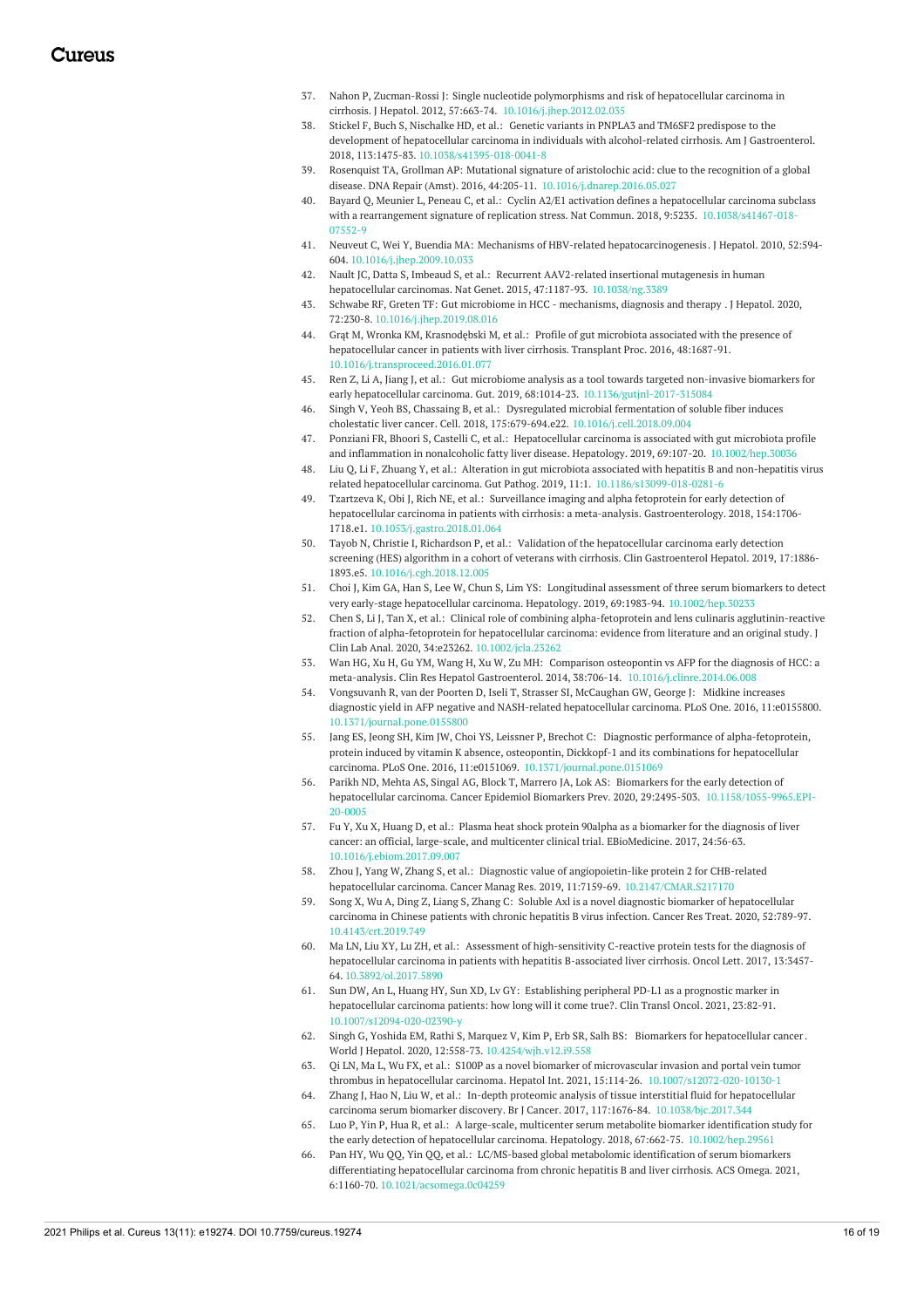37. Nahon P, Zucman-Rossi J: Single nucleotide polymorphisms and risk of hepatocellular carcinoma in cirrhosis. J Hepatol. 2012, 57:663-74. 10.1016/j.jhep.2012.02.035
38. Stickel F, Buch S, Nischalke HD, et al.: Genetic variants in PNPLA3 and TM6SF2 predispose to the development of hepatocellular carcinoma in individuals with alcohol-related cirrhosis. Am J Gastroenterol. 2018, 113:1475-83. 10.1038/s41395-018-0041-8
39. Rosenquist TA, Grollman AP: Mutational signature of aristolochic acid: clue to the recognition of a global disease. DNA Repair (Amst). 2016, 44:205-11. 10.1016/j.dnarep.2016.05.027
40. Bayard Q, Meunier L, Peneau C, et al.: Cyclin A2/E1 activation defines a hepatocellular carcinoma subclass with a rearrangement signature of replication stress. Nat Commun. 2018, 9:5235. 10.1038/s41467-018-07552-9
41. Neuveut C, Wei Y, Buendia MA: Mechanisms of HBV-related hepatocarcinogenesis. J Hepatol. 2010, 52:594-604. 10.1016/j.jhep.2009.10.033
42. Nault JC, Datta S, Imbeaud S, et al.: Recurrent AAV2-related insertional mutagenesis in human hepatocellular carcinomas. Nat Genet. 2015, 47:1187-93. 10.1038/ng.3389
43. Schwabe RF, Greten TF: Gut microbiome in HCC - mechanisms, diagnosis and therapy . J Hepatol. 2020, 72:230-8. 10.1016/j.jhep.2019.08.016
44. Grąt M, Wronka KM, Krasnodębski M, et al.: Profile of gut microbiota associated with the presence of hepatocellular cancer in patients with liver cirrhosis. Transplant Proc. 2016, 48:1687-91. 10.1016/j.transproceed.2016.01.077
45. Ren Z, Li A, Jiang J, et al.: Gut microbiome analysis as a tool towards targeted non-invasive biomarkers for early hepatocellular carcinoma. Gut. 2019, 68:1014-23. 10.1136/gutjnl-2017-315084
46. Singh V, Yeoh BS, Chassaing B, et al.: Dysregulated microbial fermentation of soluble fiber induces cholestatic liver cancer. Cell. 2018, 175:679-694.e22. 10.1016/j.cell.2018.09.004
47. Ponziani FR, Bhoori S, Castelli C, et al.: Hepatocellular carcinoma is associated with gut microbiota profile and inflammation in nonalcoholic fatty liver disease. Hepatology. 2019, 69:107-20. 10.1002/hep.30036
48. Liu Q, Li F, Zhuang Y, et al.: Alteration in gut microbiota associated with hepatitis B and non-hepatitis virus related hepatocellular carcinoma. Gut Pathog. 2019, 11:1. 10.1186/s13099-018-0281-6
49. Tzartzeva K, Obi J, Rich NE, et al.: Surveillance imaging and alpha fetoprotein for early detection of hepatocellular carcinoma in patients with cirrhosis: a meta-analysis. Gastroenterology. 2018, 154:1706-1718.e1. 10.1053/j.gastro.2018.01.064
50. Tayob N, Christie I, Richardson P, et al.: Validation of the hepatocellular carcinoma early detection screening (HES) algorithm in a cohort of veterans with cirrhosis. Clin Gastroenterol Hepatol. 2019, 17:1886-1893.e5. 10.1016/j.cgh.2018.12.005
51. Choi J, Kim GA, Han S, Lee W, Chun S, Lim YS: Longitudinal assessment of three serum biomarkers to detect very early-stage hepatocellular carcinoma. Hepatology. 2019, 69:1983-94. 10.1002/hep.30233
52. Chen S, Li J, Tan X, et al.: Clinical role of combining alpha-fetoprotein and lens culinaris agglutinin-reactive fraction of alpha-fetoprotein for hepatocellular carcinoma: evidence from literature and an original study. J Clin Lab Anal. 2020, 34:e23262. 10.1002/jcla.23262
53. Wan HG, Xu H, Gu YM, Wang H, Xu W, Zu MH: Comparison osteopontin vs AFP for the diagnosis of HCC: a meta-analysis. Clin Res Hepatol Gastroenterol. 2014, 38:706-14. 10.1016/j.clinre.2014.06.008
54. Vongsuvanh R, van der Poorten D, Iseli T, Strasser SI, McCaughan GW, George J: Midkine increases diagnostic yield in AFP negative and NASH-related hepatocellular carcinoma. PLoS One. 2016, 11:e0155800. 10.1371/journal.pone.0155800
55. Jang ES, Jeong SH, Kim JW, Choi YS, Leissner P, Brechot C: Diagnostic performance of alpha-fetoprotein, protein induced by vitamin K absence, osteopontin, Dickkopf-1 and its combinations for hepatocellular carcinoma. PLoS One. 2016, 11:e0151069. 10.1371/journal.pone.0151069
56. Parikh ND, Mehta AS, Singal AG, Block T, Marrero JA, Lok AS: Biomarkers for the early detection of hepatocellular carcinoma. Cancer Epidemiol Biomarkers Prev. 2020, 29:2495-503. 10.1158/1055-9965.EPI-20-0005
57. Fu Y, Xu X, Huang D, et al.: Plasma heat shock protein 90alpha as a biomarker for the diagnosis of liver cancer: an official, large-scale, and multicenter clinical trial. EBioMedicine. 2017, 24:56-63. 10.1016/j.ebiom.2017.09.007
58. Zhou J, Yang W, Zhang S, et al.: Diagnostic value of angiopoietin-like protein 2 for CHB-related hepatocellular carcinoma. Cancer Manag Res. 2019, 11:7159-69. 10.2147/CMAR.S217170
59. Song X, Wu A, Ding Z, Liang S, Zhang C: Soluble Axl is a novel diagnostic biomarker of hepatocellular carcinoma in Chinese patients with chronic hepatitis B virus infection. Cancer Res Treat. 2020, 52:789-97. 10.4143/crt.2019.749
60. Ma LN, Liu XY, Lu ZH, et al.: Assessment of high-sensitivity C-reactive protein tests for the diagnosis of hepatocellular carcinoma in patients with hepatitis B-associated liver cirrhosis. Oncol Lett. 2017, 13:3457-64. 10.3892/ol.2017.5890
61. Sun DW, An L, Huang HY, Sun XD, Lv GY: Establishing peripheral PD-L1 as a prognostic marker in hepatocellular carcinoma patients: how long will it come true?. Clin Transl Oncol. 2021, 23:82-91. 10.1007/s12094-020-02390-y
62. Singh G, Yoshida EM, Rathi S, Marquez V, Kim P, Erb SR, Salh BS: Biomarkers for hepatocellular cancer. World J Hepatol. 2020, 12:558-73. 10.4254/wjh.v12.i9.558
63. Qi LN, Ma L, Wu FX, et al.: S100P as a novel biomarker of microvascular invasion and portal vein tumor thrombus in hepatocellular carcinoma. Hepatol Int. 2021, 15:114-26. 10.1007/s12072-020-10130-1
64. Zhang J, Hao N, Liu W, et al.: In-depth proteomic analysis of tissue interstitial fluid for hepatocellular carcinoma serum biomarker discovery. Br J Cancer. 2017, 117:1676-84. 10.1038/bjc.2017.344
65. Luo P, Yin P, Hua R, et al.: A large-scale, multicenter serum metabolite biomarker identification study for the early detection of hepatocellular carcinoma. Hepatology. 2018, 67:662-75. 10.1002/hep.29561
66. Pan HY, Wu QQ, Yin QQ, et al.: LC/MS-based global metabolomic identification of serum biomarkers differentiating hepatocellular carcinoma from chronic hepatitis B and liver cirrhosis. ACS Omega. 2021, 6:1160-70. 10.1021/acsomega.0c04259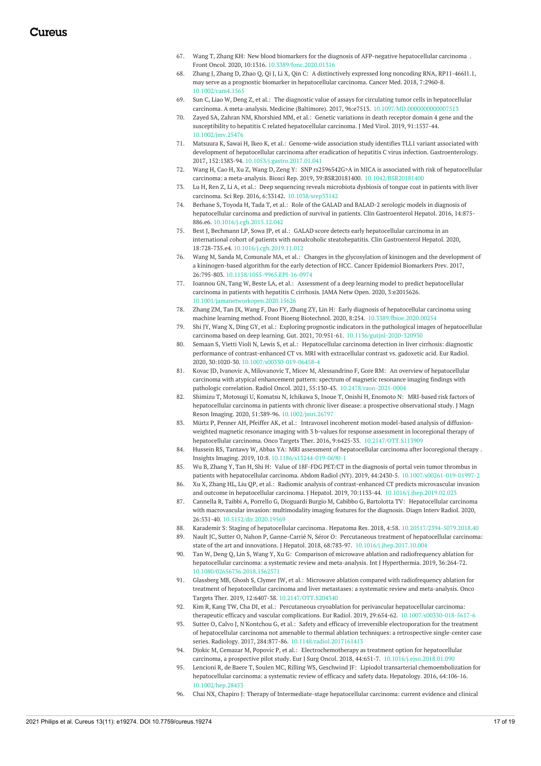67. Wang T, Zhang KH: New blood biomarkers for the diagnosis of AFP-negative hepatocellular carcinoma . Front Oncol. 2020, 10:1316. 10.3389/fonc.2020.01316
68. Zhang J, Zhang D, Zhao Q, Qi J, Li X, Qin C: A distinctively expressed long noncoding RNA, RP11-466I1.1, may serve as a prognostic biomarker in hepatocellular carcinoma. Cancer Med. 2018, 7:2960-8. 10.1002/cam4.1565
69. Sun C, Liao W, Deng Z, et al.: The diagnostic value of assays for circulating tumor cells in hepatocellular carcinoma. A meta-analysis. Medicine (Baltimore). 2017, 96:e7513. 10.1097/MD.0000000000007513
70. Zayed SA, Zahran NM, Khorshied MM, et al.: Genetic variations in death receptor domain 4 gene and the susceptibility to hepatitis C related hepatocellular carcinoma. J Med Virol. 2019, 91:1537-44. 10.1002/jmv.25476
71. Matsuura K, Sawai H, Ikeo K, et al.: Genome-wide association study identifies TLL1 variant associated with development of hepatocellular carcinoma after eradication of hepatitis C virus infection. Gastroenterology. 2017, 152:1383-94. 10.1053/j.gastro.2017.01.041
72. Wang H, Cao H, Xu Z, Wang D, Zeng Y: SNP rs2596542G>A in MICA is associated with risk of hepatocellular carcinoma: a meta-analysis. Biosci Rep. 2019, 39:BSR20181400. 10.1042/BSR20181400
73. Lu H, Ren Z, Li A, et al.: Deep sequencing reveals microbiota dysbiosis of tongue coat in patients with liver carcinoma. Sci Rep. 2016, 6:33142. 10.1038/srep33142
74. Berhane S, Toyoda H, Tada T, et al.: Role of the GALAD and BALAD-2 serologic models in diagnosis of hepatocellular carcinoma and prediction of survival in patients. Clin Gastroenterol Hepatol. 2016, 14:875-886.e6. 10.1016/j.cgh.2015.12.042
75. Best J, Bechmann LP, Sowa JP, et al.: GALAD score detects early hepatocellular carcinoma in an international cohort of patients with nonalcoholic steatohepatitis. Clin Gastroenterol Hepatol. 2020, 18:728-735.e4. 10.1016/j.cgh.2019.11.012
76. Wang M, Sanda M, Comunale MA, et al.: Changes in the glycosylation of kininogen and the development of a kininogen-based algorithm for the early detection of HCC. Cancer Epidemiol Biomarkers Prev. 2017, 26:795-803. 10.1158/1055-9965.EPI-16-0974
77. Ioannou GN, Tang W, Beste LA, et al.: Assessment of a deep learning model to predict hepatocellular carcinoma in patients with hepatitis C cirrhosis. JAMA Netw Open. 2020, 3:e2015626. 10.1001/jamanetworkopen.2020.15626
78. Zhang ZM, Tan JX, Wang F, Dao FY, Zhang ZY, Lin H: Early diagnosis of hepatocellular carcinoma using machine learning method. Front Bioeng Biotechnol. 2020, 8:254. 10.3389/fbioe.2020.00254
79. Shi JY, Wang X, Ding GY, et al.: Exploring prognostic indicators in the pathological images of hepatocellular carcinoma based on deep learning. Gut. 2021, 70:951-61. 10.1136/gutjnl-2020-320930
80. Semaan S, Vietti Violi N, Lewis S, et al.: Hepatocellular carcinoma detection in liver cirrhosis: diagnostic performance of contrast-enhanced CT vs. MRI with extracellular contrast vs. gadoxetic acid. Eur Radiol. 2020, 30:1020-30. 10.1007/s00330-019-06458-4
81. Kovac JD, Ivanovic A, Milovanovic T, Micev M, Alessandrino F, Gore RM: An overview of hepatocellular carcinoma with atypical enhancement pattern: spectrum of magnetic resonance imaging findings with pathologic correlation. Radiol Oncol. 2021, 55:130-43. 10.2478/raon-2021-0004
82. Shimizu T, Motosugi U, Komatsu N, Ichikawa S, Inoue T, Onishi H, Enomoto N: MRI-based risk factors of hepatocellular carcinoma in patients with chronic liver disease: a prospective observational study. J Magn Reson Imaging. 2020, 51:389-96. 10.1002/jmri.26797
83. Mürtz P, Penner AH, Pfeiffer AK, et al.: Intravoxel incoherent motion model-based analysis of diffusion-weighted magnetic resonance imaging with 3 b-values for response assessment in locoregional therapy of hepatocellular carcinoma. Onco Targets Ther. 2016, 9:6425-33. 10.2147/OTT.S113909
84. Hussein RS, Tantawy W, Abbas YA: MRI assessment of hepatocellular carcinoma after locoregional therapy . Insights Imaging. 2019, 10:8. 10.1186/s13244-019-0690-1
85. Wu B, Zhang Y, Tan H, Shi H: Value of 18F-FDG PET/CT in the diagnosis of portal vein tumor thrombus in patients with hepatocellular carcinoma. Abdom Radiol (NY). 2019, 44:2430-5. 10.1007/s00261-019-01997-2
86. Xu X, Zhang HL, Liu QP, et al.: Radiomic analysis of contrast-enhanced CT predicts microvascular invasion and outcome in hepatocellular carcinoma. J Hepatol. 2019, 70:1133-44. 10.1016/j.jhep.2019.02.023
87. Cannella R, Taibbi A, Porrello G, Dioguardi Burgio M, Cabibbo G, Bartolotta TV: Hepatocellular carcinoma with macrovascular invasion: multimodality imaging features for the diagnosis. Diagn Interv Radiol. 2020, 26:531-40. 10.5152/dir.2020.19569
88. Karademir S: Staging of hepatocellular carcinoma . Hepatoma Res. 2018, 4:58. 10.20517/2394-5079.2018.40
89. Nault JC, Sutter O, Nahon P, Ganne-Carrié N, Séror O: Percutaneous treatment of hepatocellular carcinoma: state of the art and innovations. J Hepatol. 2018, 68:783-97. 10.1016/j.jhep.2017.10.004
90. Tan W, Deng Q, Lin S, Wang Y, Xu G: Comparison of microwave ablation and radiofrequency ablation for hepatocellular carcinoma: a systematic review and meta-analysis. Int J Hyperthermia. 2019, 36:264-72. 10.1080/02656736.2018.1562571
91. Glassberg MB, Ghosh S, Clymer JW, et al.: Microwave ablation compared with radiofrequency ablation for treatment of hepatocellular carcinoma and liver metastases: a systematic review and meta-analysis. Onco Targets Ther. 2019, 12:6407-38. 10.2147/OTT.S204340
92. Kim R, Kang TW, Cha DI, et al.: Percutaneous cryoablation for perivascular hepatocellular carcinoma: therapeutic efficacy and vascular complications. Eur Radiol. 2019, 29:654-62. 10.1007/s00330-018-5617-6
93. Sutter O, Calvo J, N'Kontchou G, et al.: Safety and efficacy of irreversible electroporation for the treatment of hepatocellular carcinoma not amenable to thermal ablation techniques: a retrospective single-center case series. Radiology. 2017, 284:877-86. 10.1148/radiol.2017161413
94. Djokic M, Cemazar M, Popovic P, et al.: Electrochemotherapy as treatment option for hepatocellular carcinoma, a prospective pilot study. Eur J Surg Oncol. 2018, 44:651-7. 10.1016/j.ejso.2018.01.090
95. Lencioni R, de Baere T, Soulen MC, Rilling WS, Geschwind JF: Lipiodol transarterial chemoembolization for hepatocellular carcinoma: a systematic review of efficacy and safety data. Hepatology. 2016, 64:106-16. 10.1002/hep.28453
96. Chai NX, Chapiro J: Therapy of Intermediate-stage hepatocellular carcinoma: current evidence and clinical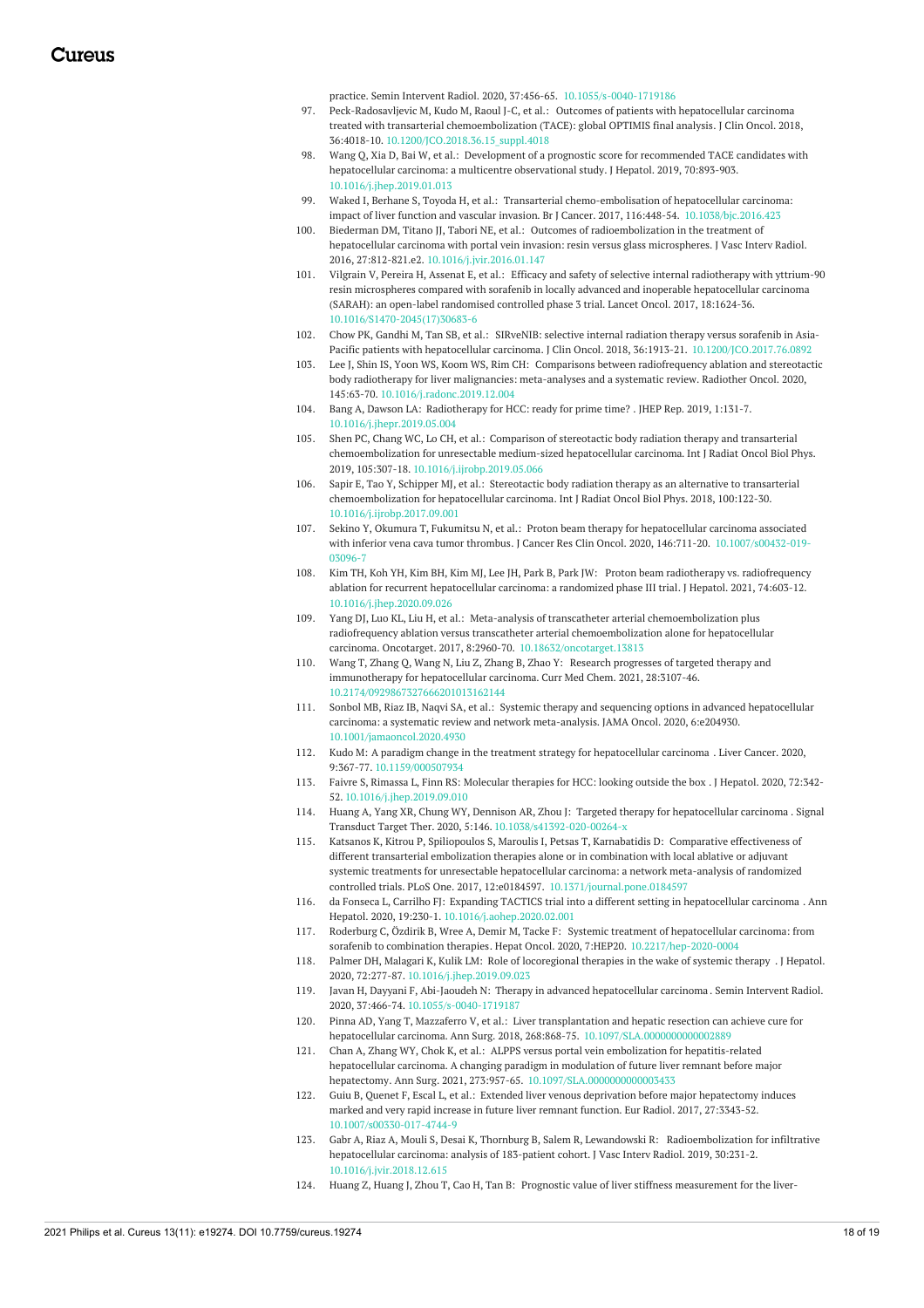practice. Semin Intervent Radiol. 2020, 37:456-65. 10.1055/s-0040-1719186

97. Peck-Radosavljevic M, Kudo M, Raoul J-C, et al.: Outcomes of patients with hepatocellular carcinoma treated with transarterial chemoembolization (TACE): global OPTIMIS final analysis. J Clin Oncol. 2018, 36:4018-10. 10.1200/JCO.2018.36.15_suppl.4018
98. Wang Q, Xia D, Bai W, et al.: Development of a prognostic score for recommended TACE candidates with hepatocellular carcinoma: a multicentre observational study. J Hepatol. 2019, 70:893-903. 10.1016/j.jhep.2019.01.013
99. Waked I, Berhane S, Toyoda H, et al.: Transarterial chemo-embolisation of hepatocellular carcinoma: impact of liver function and vascular invasion. Br J Cancer. 2017, 116:448-54. 10.1038/bjc.2016.423
100. Biederman DM, Titano JJ, Tabori NE, et al.: Outcomes of radioembolization in the treatment of hepatocellular carcinoma with portal vein invasion: resin versus glass microspheres. J Vasc Interv Radiol. 2016, 27:812-821.e2. 10.1016/j.jvir.2016.01.147
101. Vilgrain V, Pereira H, Assenat E, et al.: Efficacy and safety of selective internal radiotherapy with yttrium-90 resin microspheres compared with sorafenib in locally advanced and inoperable hepatocellular carcinoma (SARAH): an open-label randomised controlled phase 3 trial. Lancet Oncol. 2017, 18:1624-36. 10.1016/S1470-2045(17)30683-6
102. Chow PK, Gandhi M, Tan SB, et al.: SIRveNIB: selective internal radiation therapy versus sorafenib in Asia-Pacific patients with hepatocellular carcinoma. J Clin Oncol. 2018, 36:1913-21. 10.1200/JCO.2017.76.0892
103. Lee J, Shin IS, Yoon WS, Koom WS, Rim CH: Comparisons between radiofrequency ablation and stereotactic body radiotherapy for liver malignancies: meta-analyses and a systematic review. Radiother Oncol. 2020, 145:63-70. 10.1016/j.radonc.2019.12.004
104. Bang A, Dawson LA: Radiotherapy for HCC: ready for prime time? . JHEP Rep. 2019, 1:131-7. 10.1016/j.jhepr.2019.05.004
105. Shen PC, Chang WC, Lo CH, et al.: Comparison of stereotactic body radiation therapy and transarterial chemoembolization for unresectable medium-sized hepatocellular carcinoma. Int J Radiat Oncol Biol Phys. 2019, 105:307-18. 10.1016/j.ijrobp.2019.05.066
106. Sapir E, Tao Y, Schipper MJ, et al.: Stereotactic body radiation therapy as an alternative to transarterial chemoembolization for hepatocellular carcinoma. Int J Radiat Oncol Biol Phys. 2018, 100:122-30. 10.1016/j.ijrobp.2017.09.001
107. Sekino Y, Okumura T, Fukumitsu N, et al.: Proton beam therapy for hepatocellular carcinoma associated with inferior vena cava tumor thrombus. J Cancer Res Clin Oncol. 2020, 146:711-20. 10.1007/s00432-019-03096-7
108. Kim TH, Koh YH, Kim BH, Kim MJ, Lee JH, Park B, Park JW: Proton beam radiotherapy vs. radiofrequency ablation for recurrent hepatocellular carcinoma: a randomized phase III trial. J Hepatol. 2021, 74:603-12. 10.1016/j.jhep.2020.09.026
109. Yang DJ, Luo KL, Liu H, et al.: Meta-analysis of transcatheter arterial chemoembolization plus radiofrequency ablation versus transcatheter arterial chemoembolization alone for hepatocellular carcinoma. Oncotarget. 2017, 8:2960-70. 10.18632/oncotarget.13813
110. Wang T, Zhang Q, Wang N, Liu Z, Zhang B, Zhao Y: Research progresses of targeted therapy and immunotherapy for hepatocellular carcinoma. Curr Med Chem. 2021, 28:3107-46. 10.2174/0929867327666201013162144
111. Sonbol MB, Riaz IB, Naqvi SA, et al.: Systemic therapy and sequencing options in advanced hepatocellular carcinoma: a systematic review and network meta-analysis. JAMA Oncol. 2020, 6:e204930. 10.1001/jamaoncol.2020.4930
112. Kudo M: A paradigm change in the treatment strategy for hepatocellular carcinoma . Liver Cancer. 2020, 9:367-77. 10.1159/000507934
113. Faivre S, Rimassa L, Finn RS: Molecular therapies for HCC: looking outside the box . J Hepatol. 2020, 72:342-52. 10.1016/j.jhep.2019.09.010
114. Huang A, Yang XR, Chung WY, Dennison AR, Zhou J: Targeted therapy for hepatocellular carcinoma . Signal Transduct Target Ther. 2020, 5:146. 10.1038/s41392-020-00264-x
115. Katsanos K, Kitrou P, Spiliopoulos S, Maroulis I, Petsas T, Karnabatidis D: Comparative effectiveness of different transarterial embolization therapies alone or in combination with local ablative or adjuvant systemic treatments for unresectable hepatocellular carcinoma: a network meta-analysis of randomized controlled trials. PLoS One. 2017, 12:e0184597. 10.1371/journal.pone.0184597
116. da Fonseca L, Carrilho FJ: Expanding TACTICS trial into a different setting in hepatocellular carcinoma . Ann Hepatol. 2020, 19:230-1. 10.1016/j.aohep.2020.02.001
117. Roderburg C, Özdirik B, Wree A, Demir M, Tacke F: Systemic treatment of hepatocellular carcinoma: from sorafenib to combination therapies. Hepat Oncol. 2020, 7:HEP20. 10.2217/hep-2020-0004
118. Palmer DH, Malagari K, Kulik LM: Role of locoregional therapies in the wake of systemic therapy . J Hepatol. 2020, 72:277-87. 10.1016/j.jhep.2019.09.023
119. Javan H, Dayyani F, Abi-Jaoudeh N: Therapy in advanced hepatocellular carcinoma . Semin Intervent Radiol. 2020, 37:466-74. 10.1055/s-0040-1719187
120. Pinna AD, Yang T, Mazzaferro V, et al.: Liver transplantation and hepatic resection can achieve cure for hepatocellular carcinoma. Ann Surg. 2018, 268:868-75. 10.1097/SLA.0000000000002889
121. Chan A, Zhang WY, Chok K, et al.: ALPPS versus portal vein embolization for hepatitis-related hepatocellular carcinoma. A changing paradigm in modulation of future liver remnant before major hepatectomy. Ann Surg. 2021, 273:957-65. 10.1097/SLA.0000000000003433
122. Guiu B, Quenet F, Escal L, et al.: Extended liver venous deprivation before major hepatectomy induces marked and very rapid increase in future liver remnant function. Eur Radiol. 2017, 27:3343-52. 10.1007/s00330-017-4744-9
123. Gabr A, Riaz A, Mouli S, Desai K, Thornburg B, Salem R, Lewandowski R: Radioembolization for infiltrative hepatocellular carcinoma: analysis of 183-patient cohort. J Vasc Interv Radiol. 2019, 30:231-2. 10.1016/j.jvir.2018.12.615
124. Huang Z, Huang J, Zhou T, Cao H, Tan B: Prognostic value of liver stiffness measurement for the liver-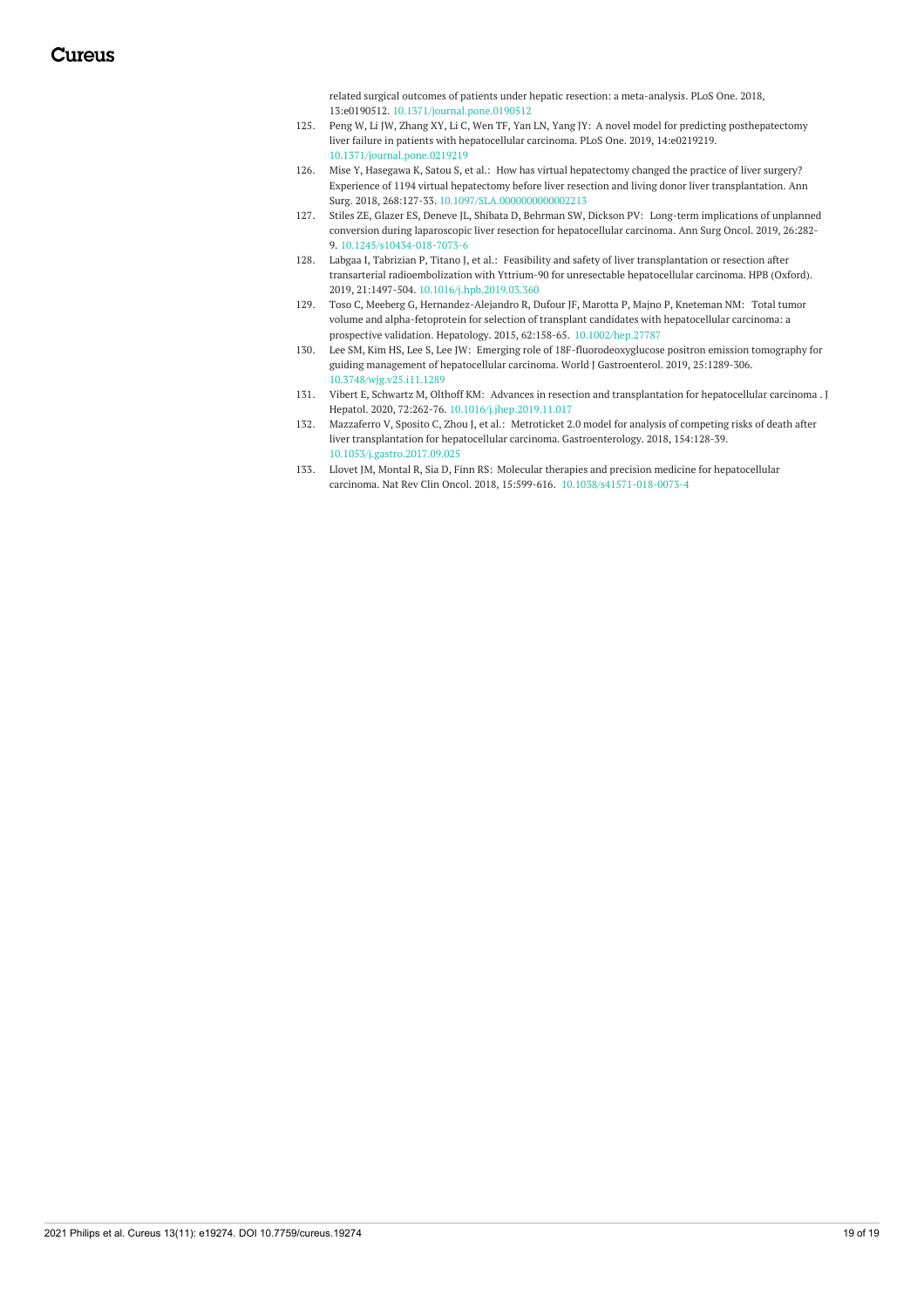related surgical outcomes of patients under hepatic resection: a meta-analysis. PLoS One. 2018, 13:e0190512. 10.1371/journal.pone.0190512

125. Peng W, Li JW, Zhang XY, Li C, Wen TF, Yan LN, Yang JY: A novel model for predicting posthepatectomy liver failure in patients with hepatocellular carcinoma. PLoS One. 2019, 14:e0219219. 10.1371/journal.pone.0219219
126. Mise Y, Hasegawa K, Satou S, et al.: How has virtual hepatectomy changed the practice of liver surgery? Experience of 1194 virtual hepatectomy before liver resection and living donor liver transplantation. Ann Surg. 2018, 268:127-33. 10.1097/SLA.0000000000002213
127. Stiles ZE, Glazer ES, Deneve JL, Shibata D, Behrman SW, Dickson PV: Long-term implications of unplanned conversion during laparoscopic liver resection for hepatocellular carcinoma. Ann Surg Oncol. 2019, 26:282-9. 10.1245/s10434-018-7073-6
128. Labgaa I, Tabrizian P, Titano J, et al.: Feasibility and safety of liver transplantation or resection after transarterial radioembolization with Yttrium-90 for unresectable hepatocellular carcinoma. HPB (Oxford). 2019, 21:1497-504. 10.1016/j.hpb.2019.03.360
129. Toso C, Meeberg G, Hernandez-Alejandro R, Dufour JF, Marotta P, Majno P, Kneteman NM: Total tumor volume and alpha-fetoprotein for selection of transplant candidates with hepatocellular carcinoma: a prospective validation. Hepatology. 2015, 62:158-65. 10.1002/hep.27787
130. Lee SM, Kim HS, Lee S, Lee JW: Emerging role of 18F-fluorodeoxyglucose positron emission tomography for guiding management of hepatocellular carcinoma. World J Gastroenterol. 2019, 25:1289-306. 10.3748/wjg.v25.i11.1289
131. Vibert E, Schwartz M, Olthoff KM: Advances in resection and transplantation for hepatocellular carcinoma . J Hepatol. 2020, 72:262-76. 10.1016/j.jhep.2019.11.017
132. Mazzaferro V, Sposito C, Zhou J, et al.: Metroticket 2.0 model for analysis of competing risks of death after liver transplantation for hepatocellular carcinoma. Gastroenterology. 2018, 154:128-39. 10.1053/j.gastro.2017.09.025
133. Llovet JM, Montal R, Sia D, Finn RS: Molecular therapies and precision medicine for hepatocellular carcinoma. Nat Rev Clin Oncol. 2018, 15:599-616. 10.1038/s41571-018-0073-4